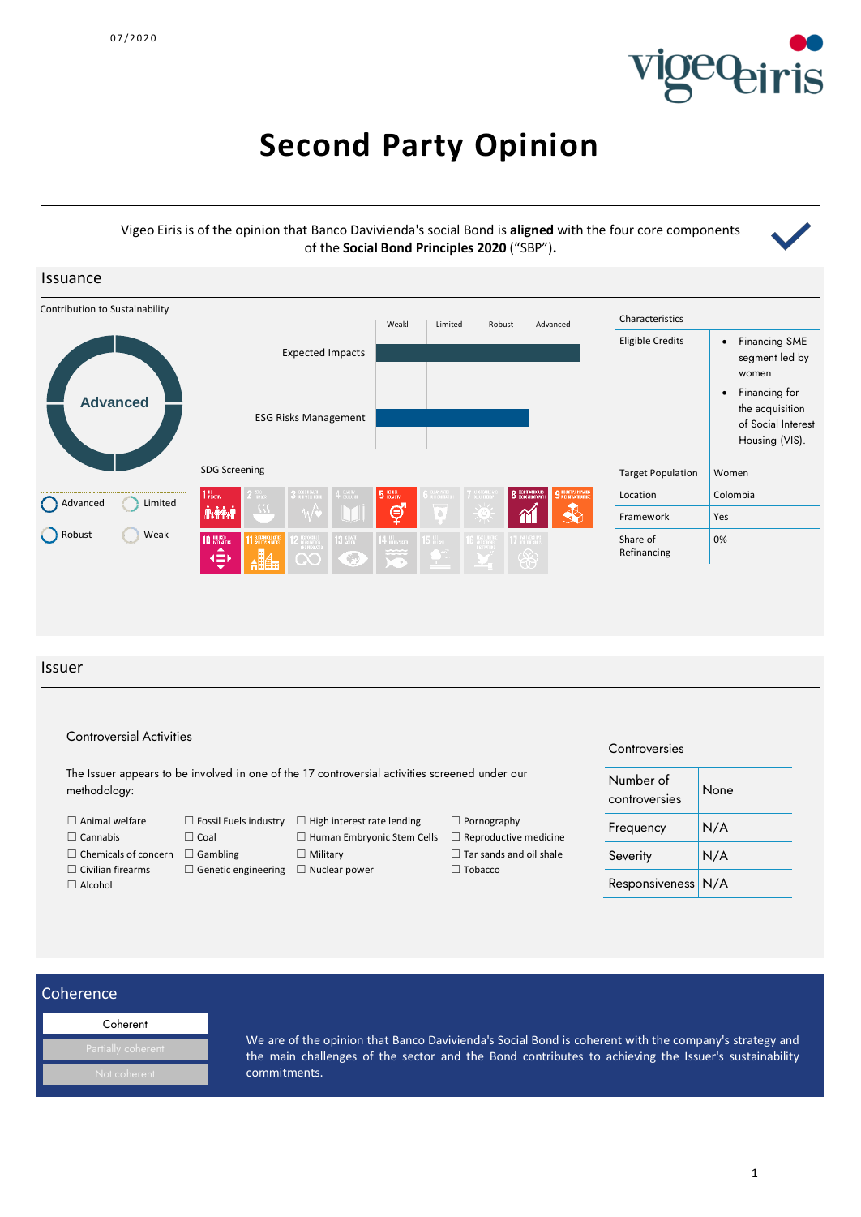07/2020

# Second Party Opinion

Vigeo Eiris is of the opinion that Banco Davivienda's social Bond is **aligned** with the four core components of the **Social Bond Principles 2020** ("SBP").

## Issuance

Contribution to Sustainability

**Advanced**

Advanced | Limited | Robust | Weak

| | Weakl | Limited | Robust | Advanced |
|---|---|---|---|---|
| Expected Impacts | | | | ✓ |
| ESG Risks Management | | | ✓ | |

SDG Screening

| Characteristics | |
|---|---|
| Eligible Credits | • Financing SME segment led by women<br>• Financing for the acquisition of Social Interest Housing (VIS). |
| Target Population | Women |
| Location | Colombia |
| Framework | Yes |
| Share of Refinancing | 0% |

## Issuer

### Controversial Activities

The Issuer appears to be involved in one of the 17 controversial activities screened under our methodology:

☐ Animal welfare
☐ Cannabis
☐ Chemicals of concern
☐ Civilian firearms
☐ Alcohol
☐ Fossil Fuels industry
☐ Coal
☐ Gambling
☐ Genetic engineering
☐ High interest rate lending
☐ Human Embryonic Stem Cells
☐ Military
☐ Nuclear power
☐ Pornography
☐ Reproductive medicine
☐ Tar sands and oil shale
☐ Tobacco

### Controversies

| | |
|---|---|
| Number of controversies | None |
| Frequency | N/A |
| Severity | N/A |
| Responsiveness | N/A |

## Coherence

Coherent | Partially coherent | Not coherent

We are of the opinion that Banco Davivienda's Social Bond is coherent with the company's strategy and the main challenges of the sector and the Bond contributes to achieving the Issuer's sustainability commitments.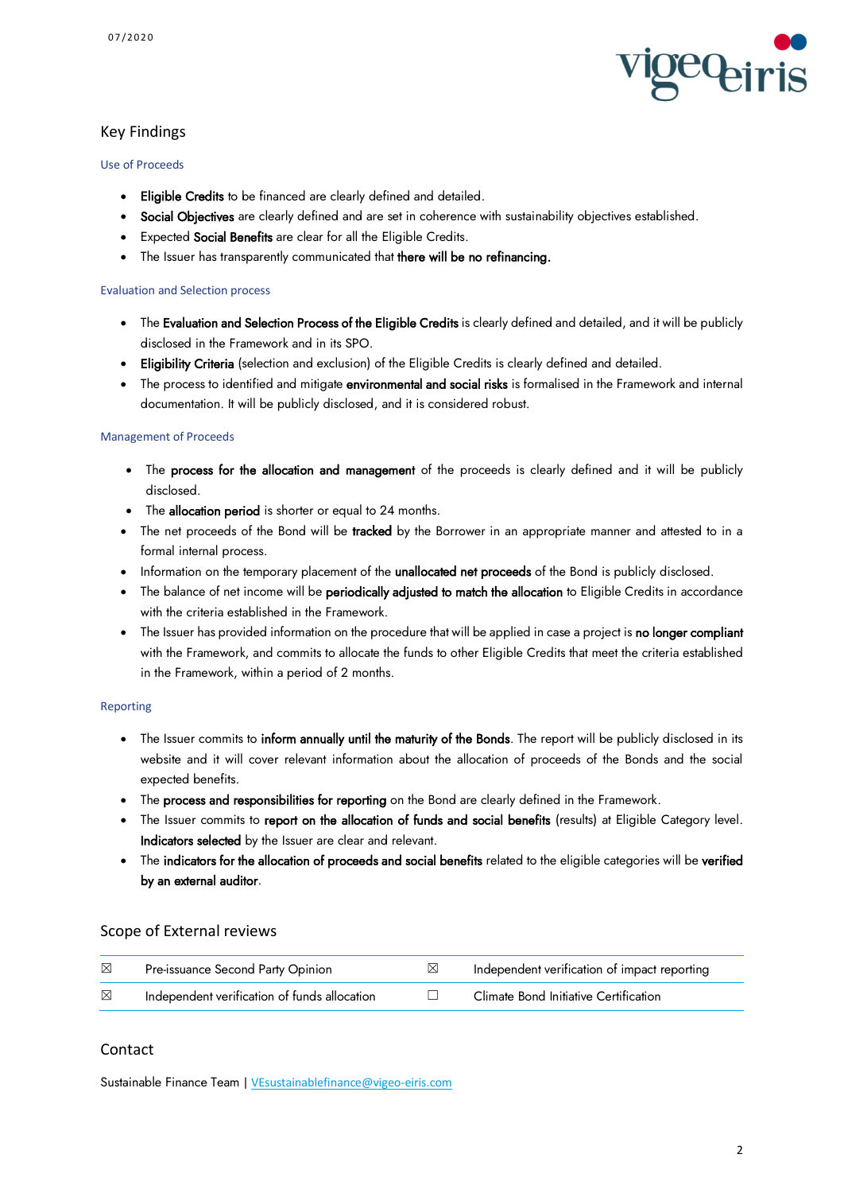## Key Findings

### Use of Proceeds

- **Eligible Credits** to be financed are clearly defined and detailed.
- **Social Objectives** are clearly defined and are set in coherence with sustainability objectives established.
- Expected **Social Benefits** are clear for all the Eligible Credits.
- The Issuer has transparently communicated that **there will be no refinancing.**

### Evaluation and Selection process

- The **Evaluation and Selection Process of the Eligible Credits** is clearly defined and detailed, and it will be publicly disclosed in the Framework and in its SPO.
- **Eligibility Criteria** (selection and exclusion) of the Eligible Credits is clearly defined and detailed.
- The process to identified and mitigate **environmental and social risks** is formalised in the Framework and internal documentation. It will be publicly disclosed, and it is considered robust.

### Management of Proceeds

- The **process for the allocation and management** of the proceeds is clearly defined and it will be publicly disclosed.
- The **allocation period** is shorter or equal to 24 months.
- The net proceeds of the Bond will be **tracked** by the Borrower in an appropriate manner and attested to in a formal internal process.
- Information on the temporary placement of the **unallocated net proceeds** of the Bond is publicly disclosed.
- The balance of net income will be **periodically adjusted to match the allocation** to Eligible Credits in accordance with the criteria established in the Framework.
- The Issuer has provided information on the procedure that will be applied in case a project is **no longer compliant** with the Framework, and commits to allocate the funds to other Eligible Credits that meet the criteria established in the Framework, within a period of 2 months.

### Reporting

- The Issuer commits to **inform annually until the maturity of the Bonds**. The report will be publicly disclosed in its website and it will cover relevant information about the allocation of proceeds of the Bonds and the social expected benefits.
- The **process and responsibilities for reporting** on the Bond are clearly defined in the Framework.
- The Issuer commits to **report on the allocation of funds and social benefits** (results) at Eligible Category level. **Indicators selected** by the Issuer are clear and relevant.
- The **indicators for the allocation of proceeds and social benefits** related to the eligible categories will be **verified by an external auditor**.

## Scope of External reviews

| | | | |
|---|---|---|---|
| ☒ | Pre-issuance Second Party Opinion | ☒ | Independent verification of impact reporting |
| ☒ | Independent verification of funds allocation | ☐ | Climate Bond Initiative Certification |

## Contact

Sustainable Finance Team | VEsustainablefinance@vigeo-eiris.com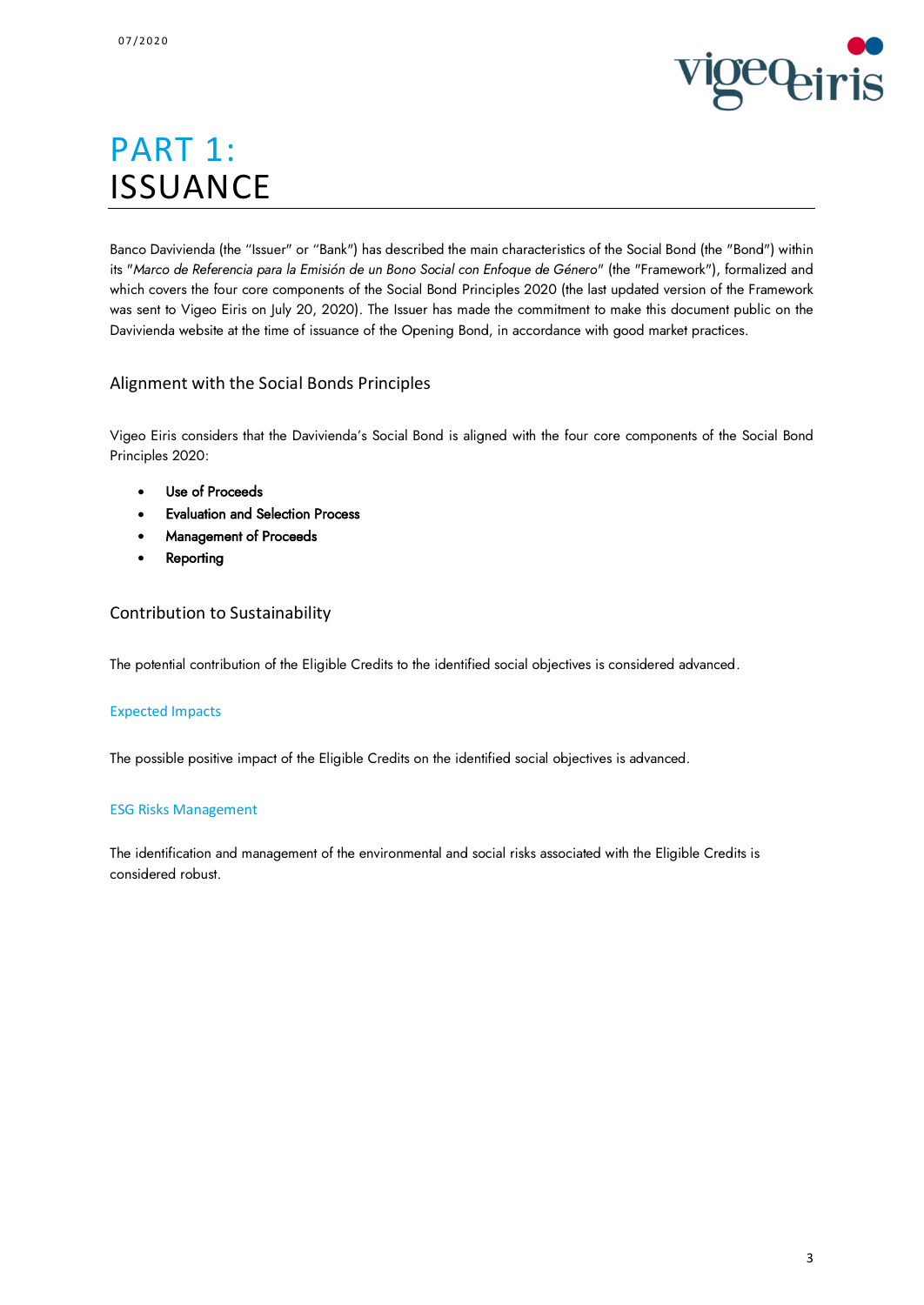# PART 1: ISSUANCE

Banco Davivienda (the "Issuer" or "Bank") has described the main characteristics of the Social Bond (the "Bond") within its "*Marco de Referencia para la Emisión de un Bono Social con Enfoque de Género*" (the "Framework"), formalized and which covers the four core components of the Social Bond Principles 2020 (the last updated version of the Framework was sent to Vigeo Eiris on July 20, 2020). The Issuer has made the commitment to make this document public on the Davivienda website at the time of issuance of the Opening Bond, in accordance with good market practices.

## Alignment with the Social Bonds Principles

Vigeo Eiris considers that the Davivienda's Social Bond is aligned with the four core components of the Social Bond Principles 2020:

- **Use of Proceeds**
- **Evaluation and Selection Process**
- **Management of Proceeds**
- **Reporting**

## Contribution to Sustainability

The potential contribution of the Eligible Credits to the identified social objectives is considered advanced.

### Expected Impacts

The possible positive impact of the Eligible Credits on the identified social objectives is advanced.

### ESG Risks Management

The identification and management of the environmental and social risks associated with the Eligible Credits is considered robust.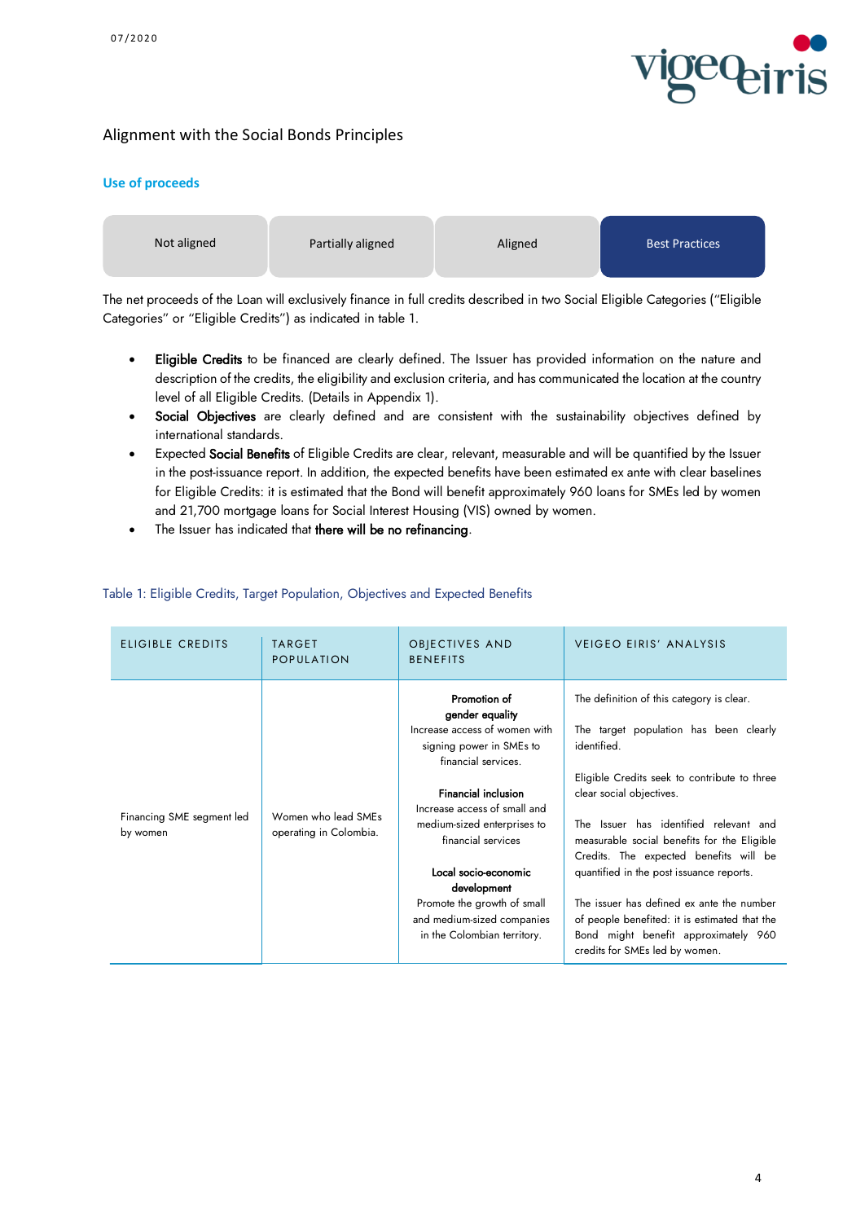## Alignment with the Social Bonds Principles

### Use of proceeds

| Not aligned | Partially aligned | Aligned | **Best Practices** |
|---|---|---|---|

The net proceeds of the Loan will exclusively finance in full credits described in two Social Eligible Categories ("Eligible Categories" or "Eligible Credits") as indicated in table 1.

- **Eligible Credits** to be financed are clearly defined. The Issuer has provided information on the nature and description of the credits, the eligibility and exclusion criteria, and has communicated the location at the country level of all Eligible Credits. (Details in Appendix 1).
- **Social Objectives** are clearly defined and are consistent with the sustainability objectives defined by international standards.
- Expected **Social Benefits** of Eligible Credits are clear, relevant, measurable and will be quantified by the Issuer in the post-issuance report. In addition, the expected benefits have been estimated ex ante with clear baselines for Eligible Credits: it is estimated that the Bond will benefit approximately 960 loans for SMEs led by women and 21,700 mortgage loans for Social Interest Housing (VIS) owned by women.
- The Issuer has indicated that **there will be no refinancing**.

Table 1: Eligible Credits, Target Population, Objectives and Expected Benefits

| ELIGIBLE CREDITS | TARGET POPULATION | OBJECTIVES AND BENEFITS | VEIGEO EIRIS' ANALYSIS |
|---|---|---|---|
| Financing SME segment led by women | Women who lead SMEs operating in Colombia. | **Promotion of gender equality**<br>Increase access of women with signing power in SMEs to financial services.<br><br>**Financial inclusion**<br>Increase access of small and medium-sized enterprises to financial services<br><br>**Local socio-economic development**<br>Promote the growth of small and medium-sized companies in the Colombian territory. | The definition of this category is clear.<br><br>The target population has been clearly identified.<br><br>Eligible Credits seek to contribute to three clear social objectives.<br><br>The Issuer has identified relevant and measurable social benefits for the Eligible Credits. The expected benefits will be quantified in the post issuance reports.<br><br>The issuer has defined ex ante the number of people benefited: it is estimated that the Bond might benefit approximately 960 credits for SMEs led by women. |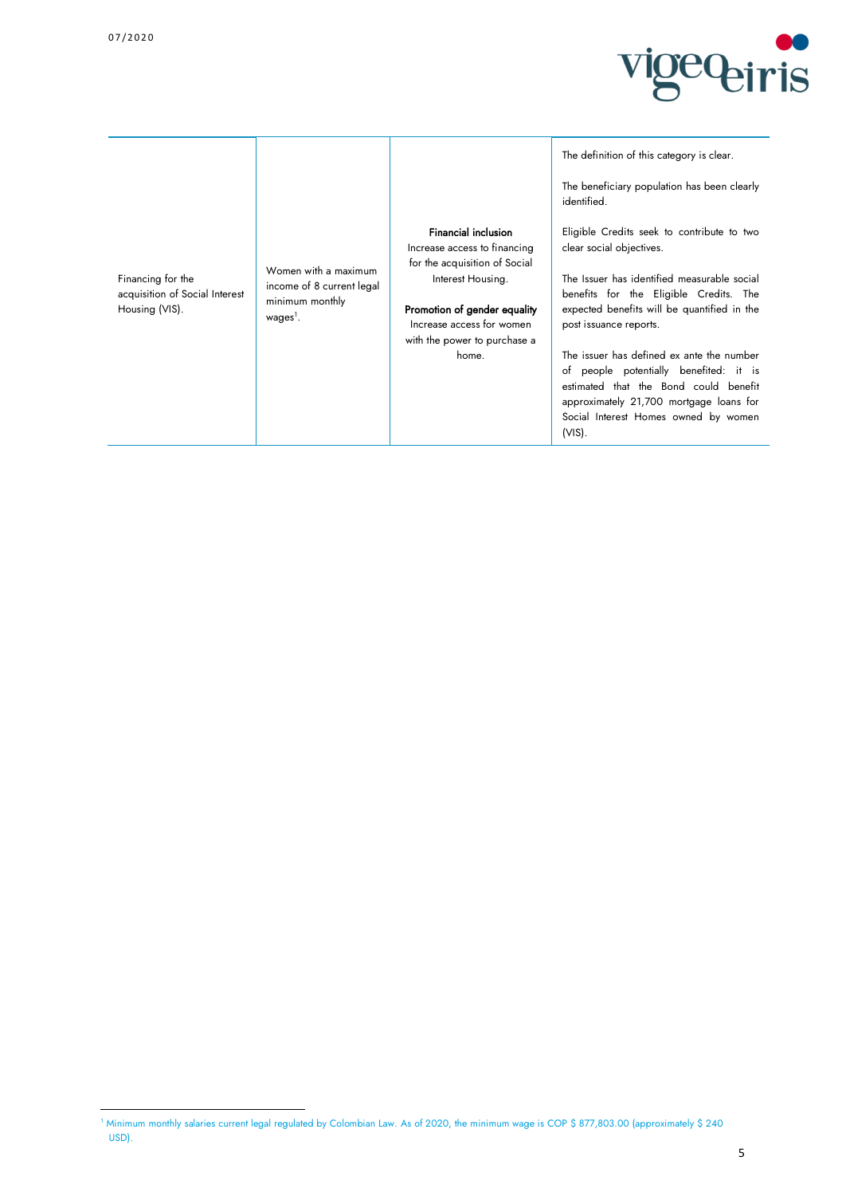| | | | |
|---|---|---|---|
| Financing for the acquisition of Social Interest Housing (VIS). | Women with a maximum income of 8 current legal minimum monthly wages[1]. | **Financial inclusion**<br>Increase access to financing for the acquisition of Social Interest Housing.<br><br>**Promotion of gender equality**<br>Increase access for women with the power to purchase a home. | The definition of this category is clear.<br><br>The beneficiary population has been clearly identified.<br><br>Eligible Credits seek to contribute to two clear social objectives.<br><br>The Issuer has identified measurable social benefits for the Eligible Credits. The expected benefits will be quantified in the post issuance reports.<br><br>The issuer has defined ex ante the number of people potentially benefited: it is estimated that the Bond could benefit approximately 21,700 mortgage loans for Social Interest Homes owned by women (VIS). |

[1] Minimum monthly salaries current legal regulated by Colombian Law. As of 2020, the minimum wage is COP $ 877,803.00 (approximately $ 240 USD).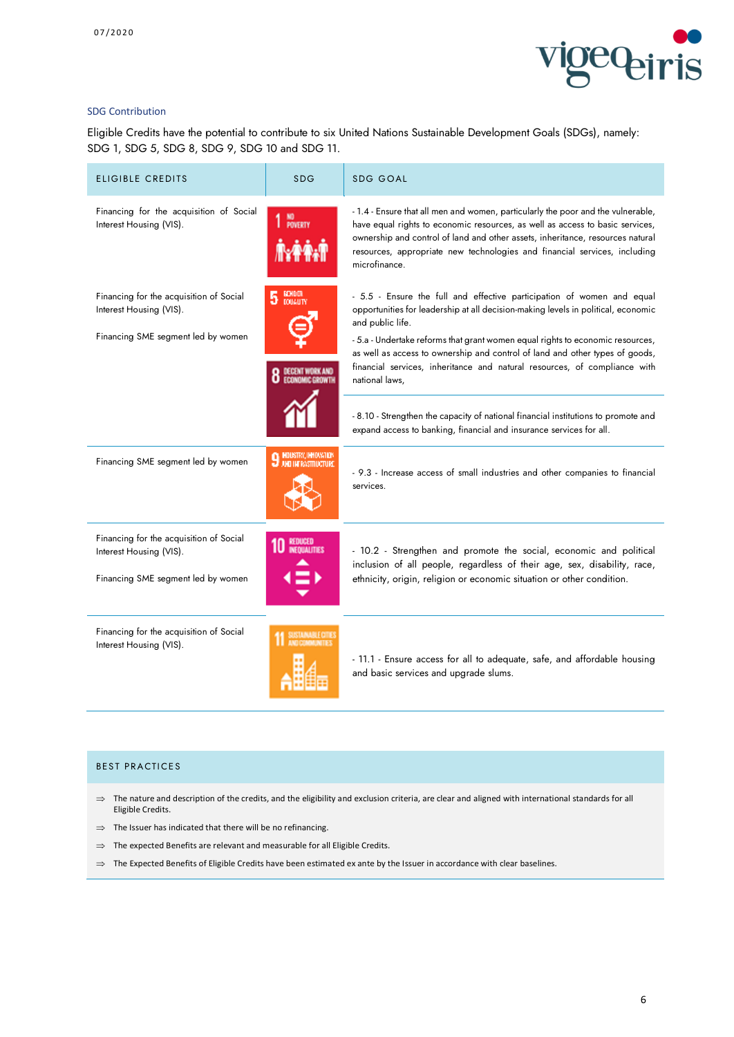### SDG Contribution

Eligible Credits have the potential to contribute to six United Nations Sustainable Development Goals (SDGs), namely: SDG 1, SDG 5, SDG 8, SDG 9, SDG 10 and SDG 11.

| ELIGIBLE CREDITS | SDG | SDG GOAL |
|---|---|---|
| Financing for the acquisition of Social Interest Housing (VIS). | 1 NO POVERTY | - 1.4 - Ensure that all men and women, particularly the poor and the vulnerable, have equal rights to economic resources, as well as access to basic services, ownership and control of land and other assets, inheritance, resources natural resources, appropriate new technologies and financial services, including microfinance. |
| Financing for the acquisition of Social Interest Housing (VIS).<br><br>Financing SME segment led by women | 5 GENDER EQUALITY | - 5.5 - Ensure the full and effective participation of women and equal opportunities for leadership at all decision-making levels in political, economic and public life.<br>- 5.a - Undertake reforms that grant women equal rights to economic resources, as well as access to ownership and control of land and other types of goods, financial services, inheritance and natural resources, of compliance with national laws, |
| | 8 DECENT WORK AND ECONOMIC GROWTH | - 8.10 - Strengthen the capacity of national financial institutions to promote and expand access to banking, financial and insurance services for all. |
| Financing SME segment led by women | 9 INDUSTRY, INNOVATION AND INFRASTRUCTURE | - 9.3 - Increase access of small industries and other companies to financial services. |
| Financing for the acquisition of Social Interest Housing (VIS).<br><br>Financing SME segment led by women | 10 REDUCED INEQUALITIES | - 10.2 - Strengthen and promote the social, economic and political inclusion of all people, regardless of their age, sex, disability, race, ethnicity, origin, religion or economic situation or other condition. |
| Financing for the acquisition of Social Interest Housing (VIS). | 11 SUSTAINABLE CITIES AND COMMUNITIES | - 11.1 - Ensure access for all to adequate, safe, and affordable housing and basic services and upgrade slums. |

### BEST PRACTICES

⇒ The nature and description of the credits, and the eligibility and exclusion criteria, are clear and aligned with international standards for all Eligible Credits.

⇒ The Issuer has indicated that there will be no refinancing.

⇒ The expected Benefits are relevant and measurable for all Eligible Credits.

⇒ The Expected Benefits of Eligible Credits have been estimated ex ante by the Issuer in accordance with clear baselines.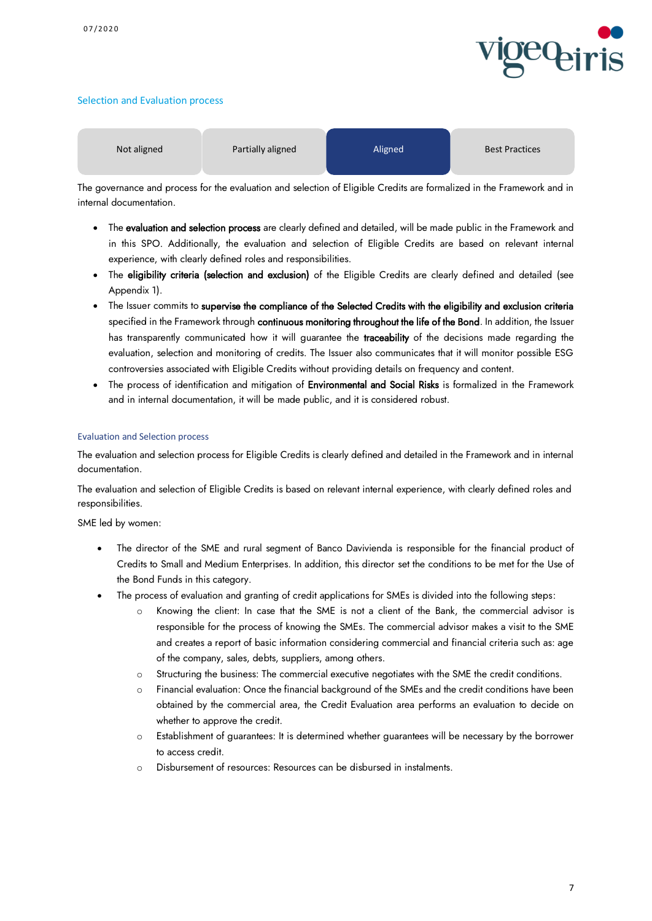## Selection and Evaluation process

| Not aligned | Partially aligned | **Aligned** | Best Practices |
|---|---|---|---|

The governance and process for the evaluation and selection of Eligible Credits are formalized in the Framework and in internal documentation.

- The **evaluation and selection process** are clearly defined and detailed, will be made public in the Framework and in this SPO. Additionally, the evaluation and selection of Eligible Credits are based on relevant internal experience, with clearly defined roles and responsibilities.
- The **eligibility criteria (selection and exclusion)** of the Eligible Credits are clearly defined and detailed (see Appendix 1).
- The Issuer commits to **supervise the compliance of the Selected Credits with the eligibility and exclusion criteria** specified in the Framework through **continuous monitoring throughout the life of the Bond**. In addition, the Issuer has transparently communicated how it will guarantee the **traceability** of the decisions made regarding the evaluation, selection and monitoring of credits. The Issuer also communicates that it will monitor possible ESG controversies associated with Eligible Credits without providing details on frequency and content.
- The process of identification and mitigation of **Environmental and Social Risks** is formalized in the Framework and in internal documentation, it will be made public, and it is considered robust.

### Evaluation and Selection process

The evaluation and selection process for Eligible Credits is clearly defined and detailed in the Framework and in internal documentation.

The evaluation and selection of Eligible Credits is based on relevant internal experience, with clearly defined roles and responsibilities.

SME led by women:

- The director of the SME and rural segment of Banco Davivienda is responsible for the financial product of Credits to Small and Medium Enterprises. In addition, this director set the conditions to be met for the Use of the Bond Funds in this category.
- The process of evaluation and granting of credit applications for SMEs is divided into the following steps:
  - Knowing the client: In case that the SME is not a client of the Bank, the commercial advisor is responsible for the process of knowing the SMEs. The commercial advisor makes a visit to the SME and creates a report of basic information considering commercial and financial criteria such as: age of the company, sales, debts, suppliers, among others.
  - Structuring the business: The commercial executive negotiates with the SME the credit conditions.
  - Financial evaluation: Once the financial background of the SMEs and the credit conditions have been obtained by the commercial area, the Credit Evaluation area performs an evaluation to decide on whether to approve the credit.
  - Establishment of guarantees: It is determined whether guarantees will be necessary by the borrower to access credit.
  - Disbursement of resources: Resources can be disbursed in instalments.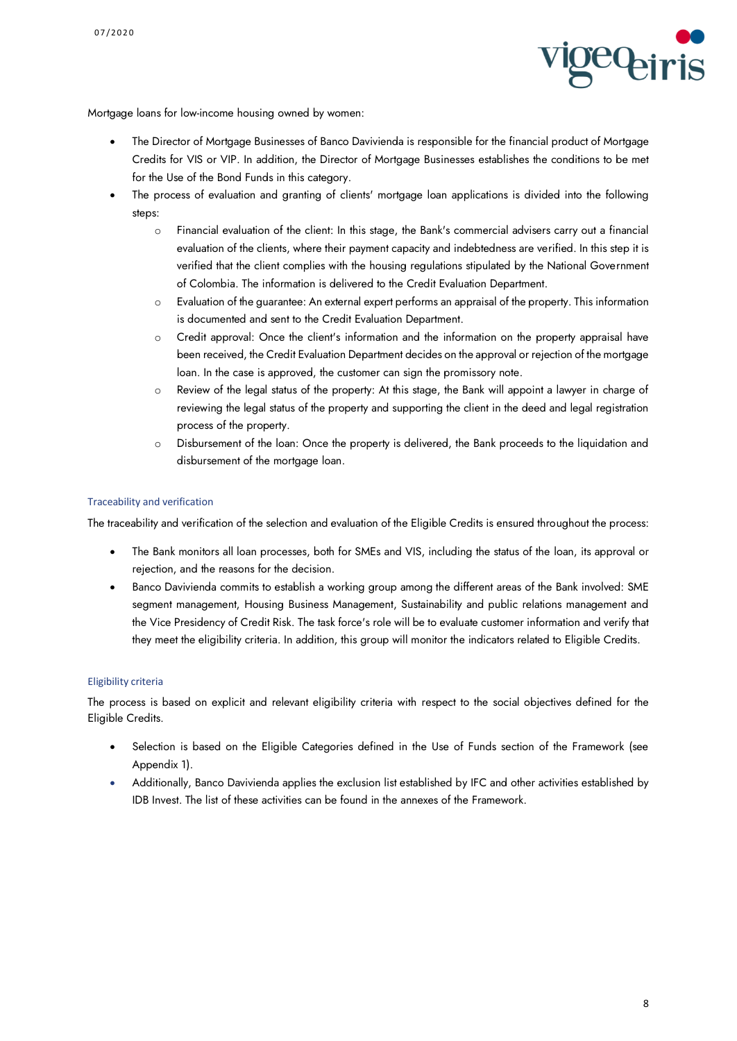Mortgage loans for low-income housing owned by women:

- The Director of Mortgage Businesses of Banco Davivienda is responsible for the financial product of Mortgage Credits for VIS or VIP. In addition, the Director of Mortgage Businesses establishes the conditions to be met for the Use of the Bond Funds in this category.
- The process of evaluation and granting of clients' mortgage loan applications is divided into the following steps:
  - Financial evaluation of the client: In this stage, the Bank's commercial advisers carry out a financial evaluation of the clients, where their payment capacity and indebtedness are verified. In this step it is verified that the client complies with the housing regulations stipulated by the National Government of Colombia. The information is delivered to the Credit Evaluation Department.
  - Evaluation of the guarantee: An external expert performs an appraisal of the property. This information is documented and sent to the Credit Evaluation Department.
  - Credit approval: Once the client's information and the information on the property appraisal have been received, the Credit Evaluation Department decides on the approval or rejection of the mortgage loan. In the case is approved, the customer can sign the promissory note.
  - Review of the legal status of the property: At this stage, the Bank will appoint a lawyer in charge of reviewing the legal status of the property and supporting the client in the deed and legal registration process of the property.
  - Disbursement of the loan: Once the property is delivered, the Bank proceeds to the liquidation and disbursement of the mortgage loan.

### Traceability and verification

The traceability and verification of the selection and evaluation of the Eligible Credits is ensured throughout the process:

- The Bank monitors all loan processes, both for SMEs and VIS, including the status of the loan, its approval or rejection, and the reasons for the decision.
- Banco Davivienda commits to establish a working group among the different areas of the Bank involved: SME segment management, Housing Business Management, Sustainability and public relations management and the Vice Presidency of Credit Risk. The task force's role will be to evaluate customer information and verify that they meet the eligibility criteria. In addition, this group will monitor the indicators related to Eligible Credits.

### Eligibility criteria

The process is based on explicit and relevant eligibility criteria with respect to the social objectives defined for the Eligible Credits.

- Selection is based on the Eligible Categories defined in the Use of Funds section of the Framework (see Appendix 1).
- Additionally, Banco Davivienda applies the exclusion list established by IFC and other activities established by IDB Invest. The list of these activities can be found in the annexes of the Framework.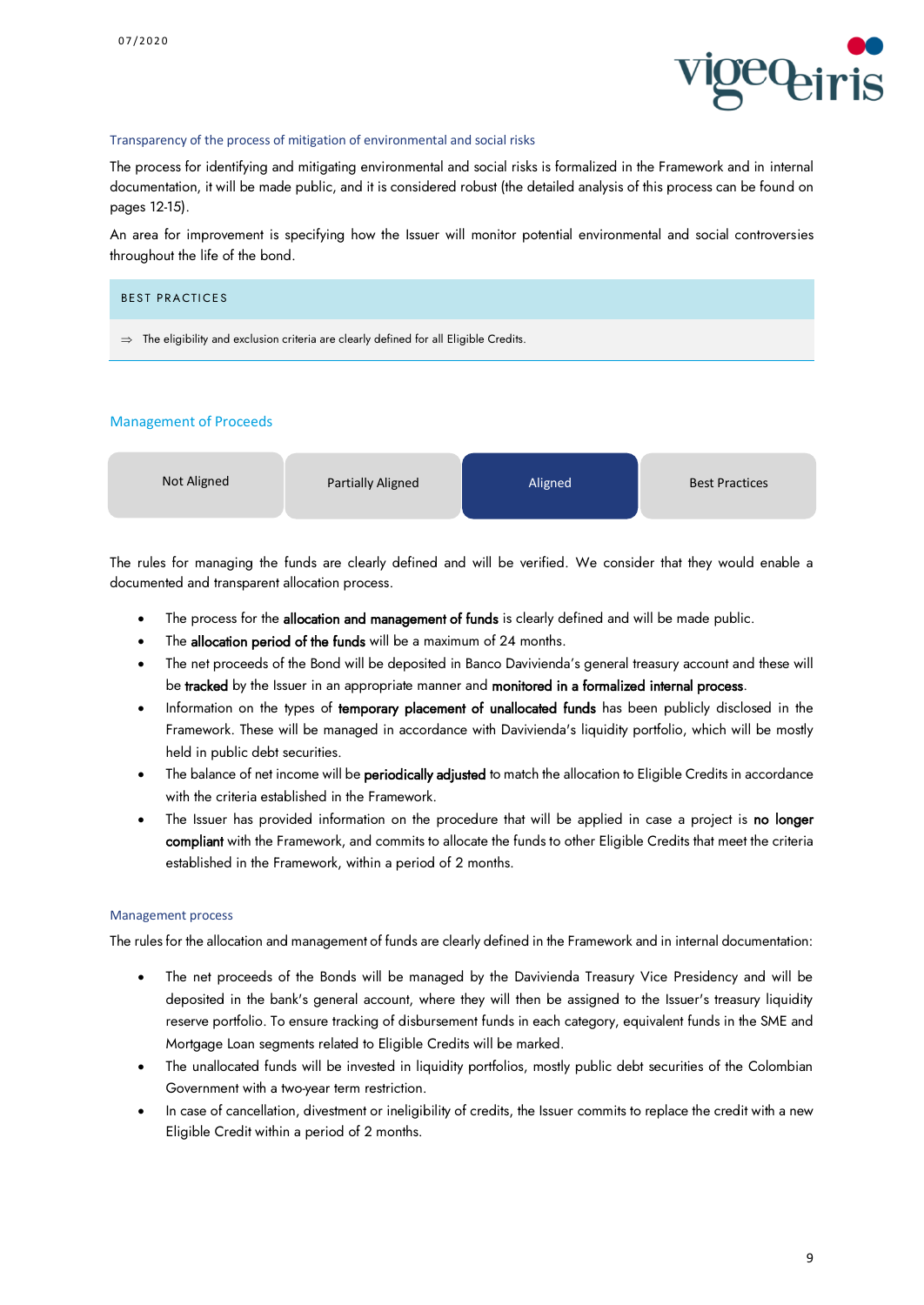### Transparency of the process of mitigation of environmental and social risks

The process for identifying and mitigating environmental and social risks is formalized in the Framework and in internal documentation, it will be made public, and it is considered robust (the detailed analysis of this process can be found on pages 12-15).

An area for improvement is specifying how the Issuer will monitor potential environmental and social controversies throughout the life of the bond.

| BEST PRACTICES |
| --- |
| ⇒ The eligibility and exclusion criteria are clearly defined for all Eligible Credits. |

## Management of Proceeds

| Not Aligned | Partially Aligned | **Aligned** | Best Practices |
| --- | --- | --- | --- |

The rules for managing the funds are clearly defined and will be verified. We consider that they would enable a documented and transparent allocation process.

- The process for the **allocation and management of funds** is clearly defined and will be made public.
- The **allocation period of the funds** will be a maximum of 24 months.
- The net proceeds of the Bond will be deposited in Banco Davivienda's general treasury account and these will be **tracked** by the Issuer in an appropriate manner and **monitored in a formalized internal process**.
- Information on the types of **temporary placement of unallocated funds** has been publicly disclosed in the Framework. These will be managed in accordance with Davivienda's liquidity portfolio, which will be mostly held in public debt securities.
- The balance of net income will be **periodically adjusted** to match the allocation to Eligible Credits in accordance with the criteria established in the Framework.
- The Issuer has provided information on the procedure that will be applied in case a project is **no longer compliant** with the Framework, and commits to allocate the funds to other Eligible Credits that meet the criteria established in the Framework, within a period of 2 months.

### Management process

The rules for the allocation and management of funds are clearly defined in the Framework and in internal documentation:

- The net proceeds of the Bonds will be managed by the Davivienda Treasury Vice Presidency and will be deposited in the bank's general account, where they will then be assigned to the Issuer's treasury liquidity reserve portfolio. To ensure tracking of disbursement funds in each category, equivalent funds in the SME and Mortgage Loan segments related to Eligible Credits will be marked.
- The unallocated funds will be invested in liquidity portfolios, mostly public debt securities of the Colombian Government with a two-year term restriction.
- In case of cancellation, divestment or ineligibility of credits, the Issuer commits to replace the credit with a new Eligible Credit within a period of 2 months.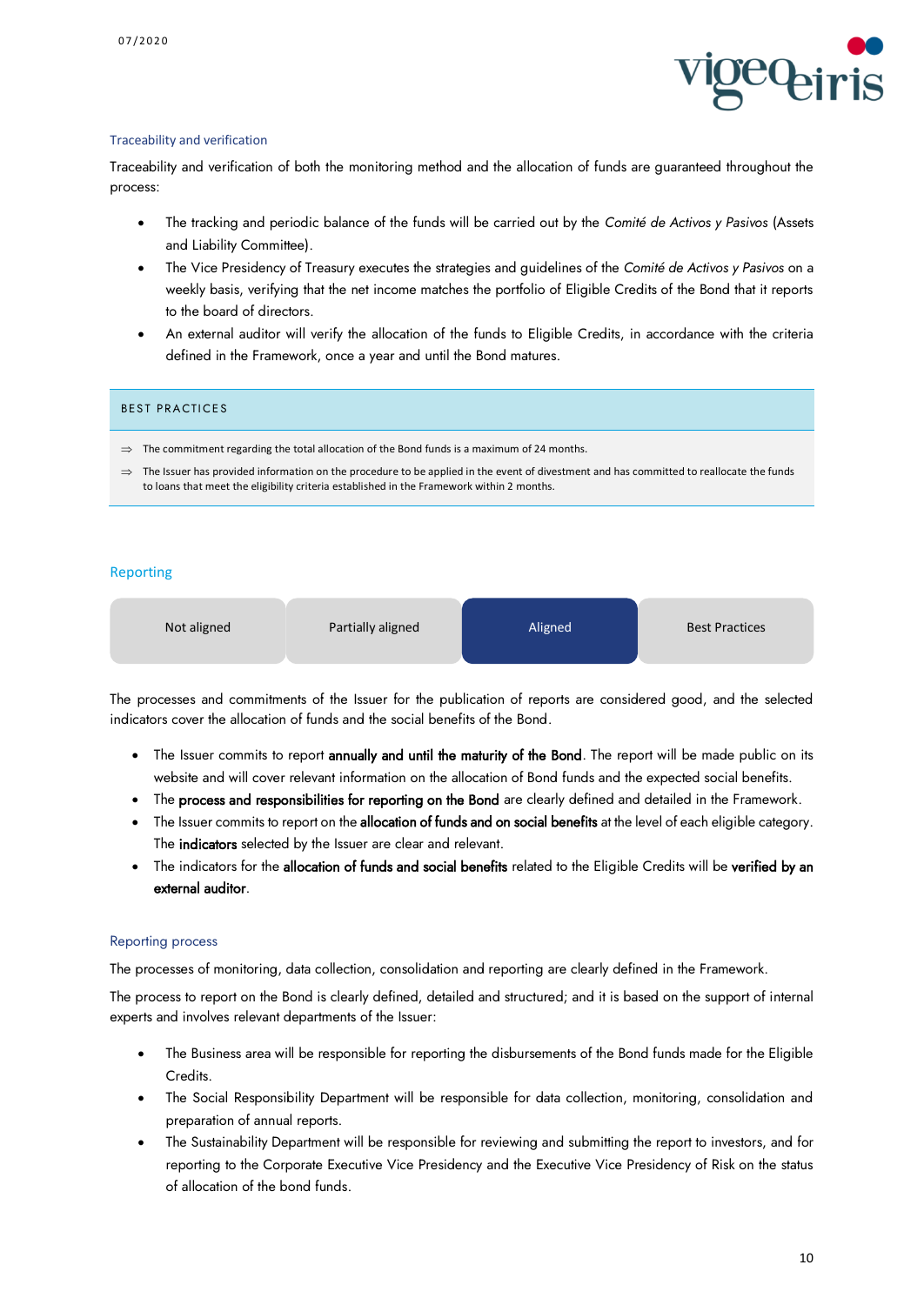### Traceability and verification

Traceability and verification of both the monitoring method and the allocation of funds are guaranteed throughout the process:

- The tracking and periodic balance of the funds will be carried out by the *Comité de Activos y Pasivos* (Assets and Liability Committee).
- The Vice Presidency of Treasury executes the strategies and guidelines of the *Comité de Activos y Pasivos* on a weekly basis, verifying that the net income matches the portfolio of Eligible Credits of the Bond that it reports to the board of directors.
- An external auditor will verify the allocation of the funds to Eligible Credits, in accordance with the criteria defined in the Framework, once a year and until the Bond matures.

**BEST PRACTICES**

⇒ The commitment regarding the total allocation of the Bond funds is a maximum of 24 months.

⇒ The Issuer has provided information on the procedure to be applied in the event of divestment and has committed to reallocate the funds to loans that meet the eligibility criteria established in the Framework within 2 months.

## Reporting

| Not aligned | Partially aligned | **Aligned** | Best Practices |
|---|---|---|---|

The processes and commitments of the Issuer for the publication of reports are considered good, and the selected indicators cover the allocation of funds and the social benefits of the Bond.

- The Issuer commits to report **annually and until the maturity of the Bond**. The report will be made public on its website and will cover relevant information on the allocation of Bond funds and the expected social benefits.
- The **process and responsibilities for reporting on the Bond** are clearly defined and detailed in the Framework.
- The Issuer commits to report on the **allocation of funds and on social benefits** at the level of each eligible category. The **indicators** selected by the Issuer are clear and relevant.
- The indicators for the **allocation of funds and social benefits** related to the Eligible Credits will be **verified by an external auditor**.

### Reporting process

The processes of monitoring, data collection, consolidation and reporting are clearly defined in the Framework.

The process to report on the Bond is clearly defined, detailed and structured; and it is based on the support of internal experts and involves relevant departments of the Issuer:

- The Business area will be responsible for reporting the disbursements of the Bond funds made for the Eligible Credits.
- The Social Responsibility Department will be responsible for data collection, monitoring, consolidation and preparation of annual reports.
- The Sustainability Department will be responsible for reviewing and submitting the report to investors, and for reporting to the Corporate Executive Vice Presidency and the Executive Vice Presidency of Risk on the status of allocation of the bond funds.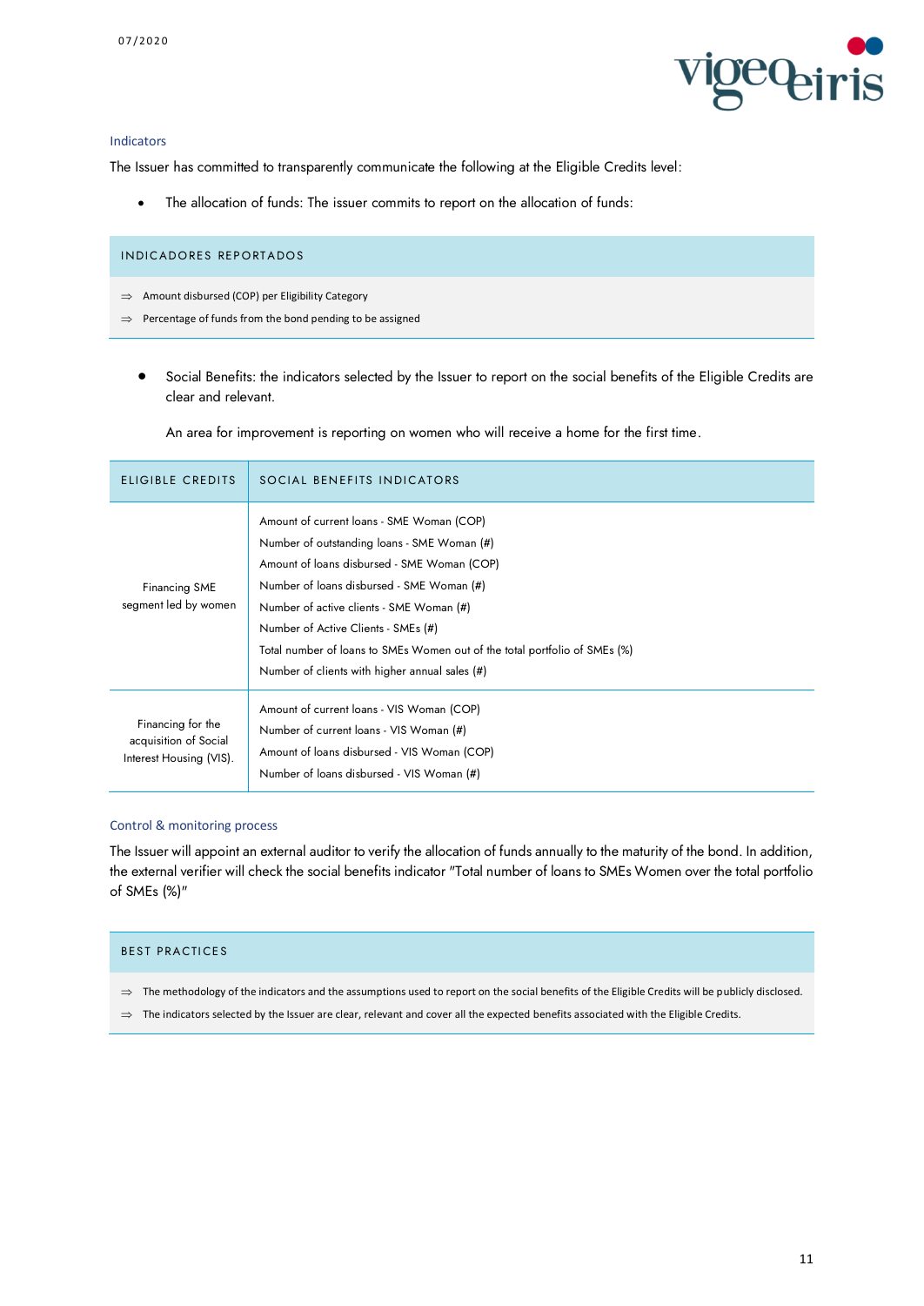### Indicators

The Issuer has committed to transparently communicate the following at the Eligible Credits level:

- The allocation of funds: The issuer commits to report on the allocation of funds:

| INDICADORES REPORTADOS |
| --- |
| ⇒ Amount disbursed (COP) per Eligibility Category<br>⇒ Percentage of funds from the bond pending to be assigned |

- Social Benefits: the indicators selected by the Issuer to report on the social benefits of the Eligible Credits are clear and relevant.

  An area for improvement is reporting on women who will receive a home for the first time.

| ELIGIBLE CREDITS | SOCIAL BENEFITS INDICATORS |
| --- | --- |
| Financing SME segment led by women | Amount of current loans - SME Woman (COP)<br>Number of outstanding loans - SME Woman (#)<br>Amount of loans disbursed - SME Woman (COP)<br>Number of loans disbursed - SME Woman (#)<br>Number of active clients - SME Woman (#)<br>Number of Active Clients - SMEs (#)<br>Total number of loans to SMEs Women out of the total portfolio of SMEs (%)<br>Number of clients with higher annual sales (#) |
| Financing for the acquisition of Social Interest Housing (VIS). | Amount of current loans - VIS Woman (COP)<br>Number of current loans - VIS Woman (#)<br>Amount of loans disbursed - VIS Woman (COP)<br>Number of loans disbursed - VIS Woman (#) |

### Control & monitoring process

The Issuer will appoint an external auditor to verify the allocation of funds annually to the maturity of the bond. In addition, the external verifier will check the social benefits indicator "Total number of loans to SMEs Women over the total portfolio of SMEs (%)"

| BEST PRACTICES |
| --- |
| ⇒ The methodology of the indicators and the assumptions used to report on the social benefits of the Eligible Credits will be publicly disclosed.<br>⇒ The indicators selected by the Issuer are clear, relevant and cover all the expected benefits associated with the Eligible Credits. |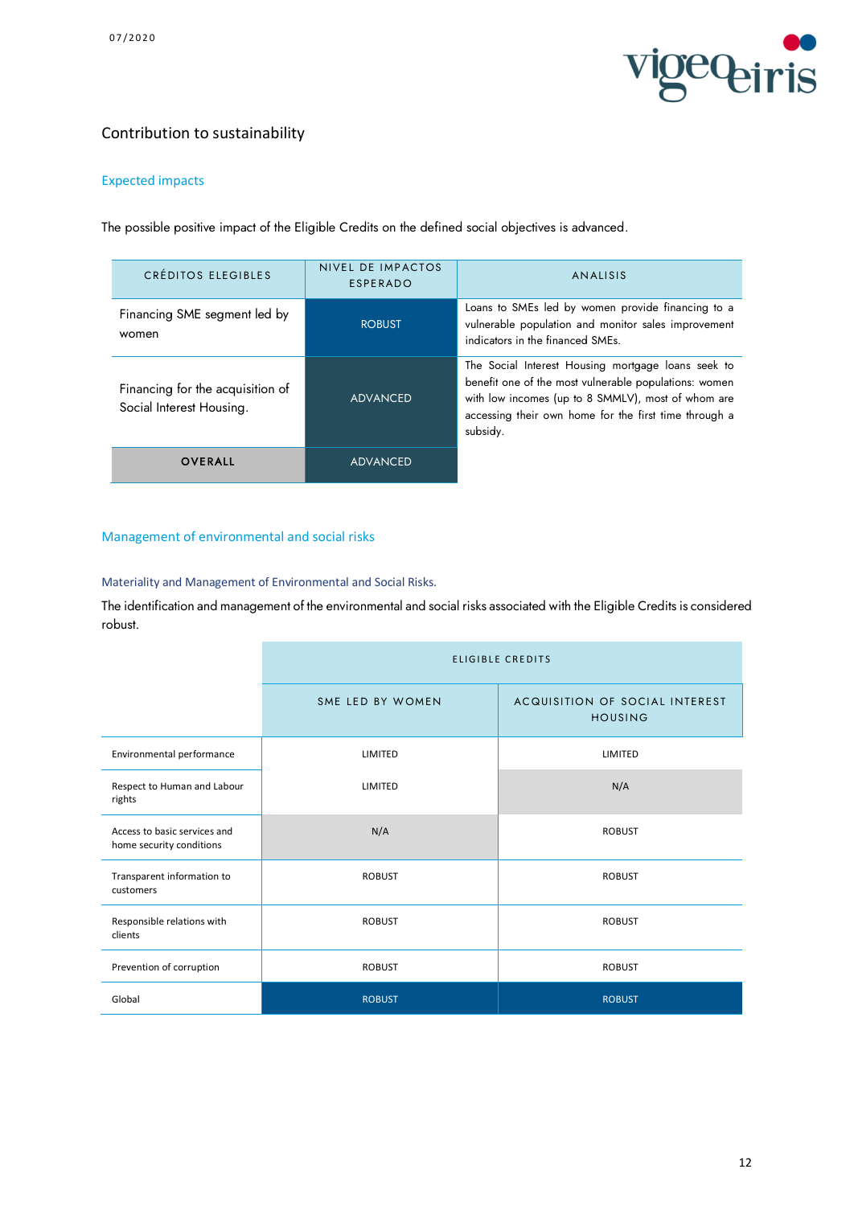## Contribution to sustainability

### Expected impacts

The possible positive impact of the Eligible Credits on the defined social objectives is advanced.

| CRÉDITOS ELEGIBLES | NIVEL DE IMPACTOS ESPERADO | ANALISIS |
|---|---|---|
| Financing SME segment led by women | ROBUST | Loans to SMEs led by women provide financing to a vulnerable population and monitor sales improvement indicators in the financed SMEs. |
| Financing for the acquisition of Social Interest Housing. | ADVANCED | The Social Interest Housing mortgage loans seek to benefit one of the most vulnerable populations: women with low incomes (up to 8 SMMLV), most of whom are accessing their own home for the first time through a subsidy. |
| **OVERALL** | ADVANCED | |

### Management of environmental and social risks

#### Materiality and Management of Environmental and Social Risks.

The identification and management of the environmental and social risks associated with the Eligible Credits is considered robust.

| | ELIGIBLE CREDITS | |
|---|---|---|
| | SME LED BY WOMEN | ACQUISITION OF SOCIAL INTEREST HOUSING |
| Environmental performance | LIMITED | LIMITED |
| Respect to Human and Labour rights | LIMITED | N/A |
| Access to basic services and home security conditions | N/A | ROBUST |
| Transparent information to customers | ROBUST | ROBUST |
| Responsible relations with clients | ROBUST | ROBUST |
| Prevention of corruption | ROBUST | ROBUST |
| Global | ROBUST | ROBUST |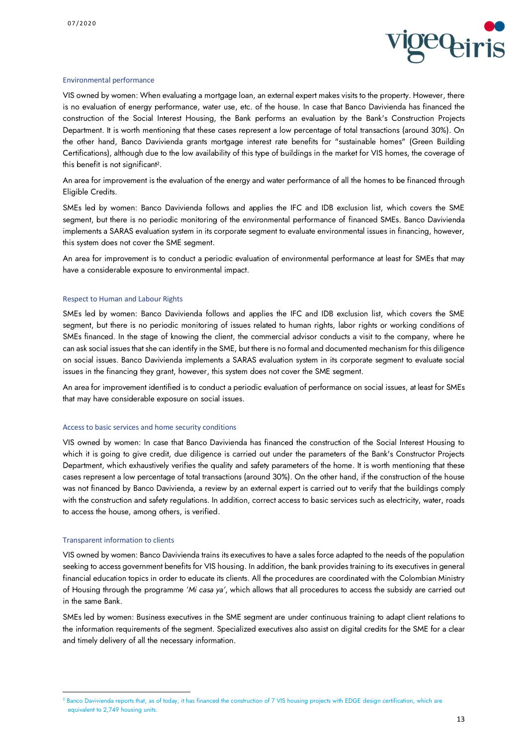### Environmental performance

VIS owned by women: When evaluating a mortgage loan, an external expert makes visits to the property. However, there is no evaluation of energy performance, water use, etc. of the house. In case that Banco Davivienda has financed the construction of the Social Interest Housing, the Bank performs an evaluation by the Bank's Construction Projects Department. It is worth mentioning that these cases represent a low percentage of total transactions (around 30%). On the other hand, Banco Davivienda grants mortgage interest rate benefits for "sustainable homes" (Green Building Certifications), although due to the low availability of this type of buildings in the market for VIS homes, the coverage of this benefit is not significant[2].

An area for improvement is the evaluation of the energy and water performance of all the homes to be financed through Eligible Credits.

SMEs led by women: Banco Davivienda follows and applies the IFC and IDB exclusion list, which covers the SME segment, but there is no periodic monitoring of the environmental performance of financed SMEs. Banco Daviviend implements a SARAS evaluation system in its corporate segment to evaluate environmental issues in financing, however, this system does not cover the SME segment.

An area for improvement is to conduct a periodic evaluation of environmental performance at least for SMEs that may have a considerable exposure to environmental impact.

### Respect to Human and Labour Rights

SMEs led by women: Banco Davivienda follows and applies the IFC and IDB exclusion list, which covers the SME segment, but there is no periodic monitoring of issues related to human rights, labor rights or working conditions of SMEs financed. In the stage of knowing the client, the commercial advisor conducts a visit to the company, where he can ask social issues that she can identify in the SME, but there is no formal and documented mechanism for this diligence on social issues. Banco Davivienda implements a SARAS evaluation system in its corporate segment to evaluate social issues in the financing they grant, however, this system does not cover the SME segment.

An area for improvement identified is to conduct a periodic evaluation of performance on social issues, at least for SMEs that may have considerable exposure on social issues.

### Access to basic services and home security conditions

VIS owned by women: In case that Banco Davivienda has financed the construction of the Social Interest Housing to which it is going to give credit, due diligence is carried out under the parameters of the Bank's Constructor Projects Department, which exhaustively verifies the quality and safety parameters of the home. It is worth mentioning that these cases represent a low percentage of total transactions (around 30%). On the other hand, if the construction of the house was not financed by Banco Davivienda, a review by an external expert is carried out to verify that the buildings comply with the construction and safety regulations. In addition, correct access to basic services such as electricity, water, roads to access the house, among others, is verified.

### Transparent information to clients

VIS owned by women: Banco Davivienda trains its executives to have a sales force adapted to the needs of the population seeking to access government benefits for VIS housing. In addition, the bank provides training to its executives in general financial education topics in order to educate its clients. All the procedures are coordinated with the Colombian Ministry of Housing through the programme *'Mi casa ya'*, which allows that all procedures to access the subsidy are carried out in the same Bank.

SMEs led by women: Business executives in the SME segment are under continuous training to adapt client relations to the information requirements of the segment. Specialized executives also assist on digital credits for the SME for a clear and timely delivery of all the necessary information.

---

[2] Banco Davivienda reports that, as of today, it has financed the construction of 7 VIS housing projects with EDGE design certification, which are equivalent to 2,749 housing units.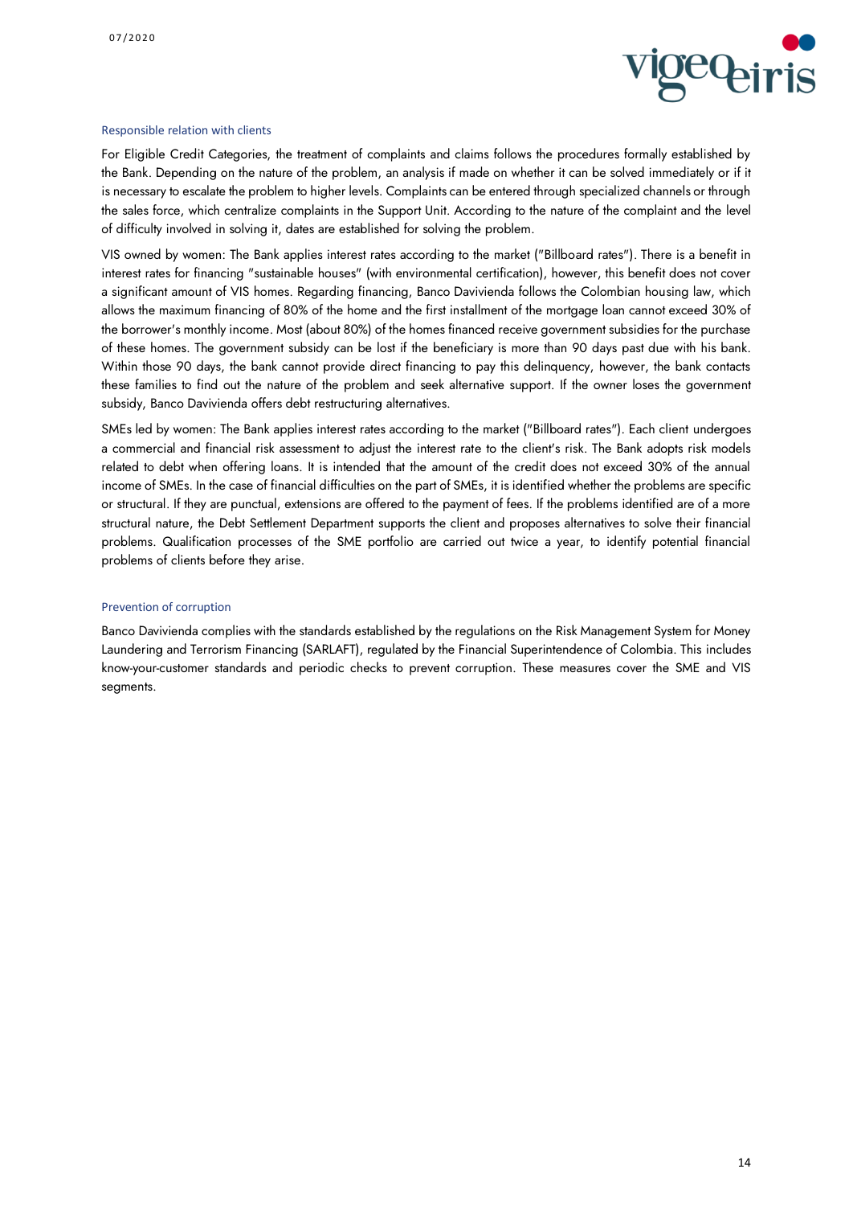### Responsible relation with clients

For Eligible Credit Categories, the treatment of complaints and claims follows the procedures formally established by the Bank. Depending on the nature of the problem, an analysis if made on whether it can be solved immediately or if it is necessary to escalate the problem to higher levels. Complaints can be entered through specialized channels or through the sales force, which centralize complaints in the Support Unit. According to the nature of the complaint and the level of difficulty involved in solving it, dates are established for solving the problem.

VIS owned by women: The Bank applies interest rates according to the market ("Billboard rates"). There is a benefit in interest rates for financing "sustainable houses" (with environmental certification), however, this benefit does not cover a significant amount of VIS homes. Regarding financing, Banco Davivienda follows the Colombian housing law, which allows the maximum financing of 80% of the home and the first installment of the mortgage loan cannot exceed 30% of the borrower's monthly income. Most (about 80%) of the homes financed receive government subsidies for the purchase of these homes. The government subsidy can be lost if the beneficiary is more than 90 days past due with his bank. Within those 90 days, the bank cannot provide direct financing to pay this delinquency, however, the bank contacts these families to find out the nature of the problem and seek alternative support. If the owner loses the government subsidy, Banco Davivienda offers debt restructuring alternatives.

SMEs led by women: The Bank applies interest rates according to the market ("Billboard rates"). Each client undergoes a commercial and financial risk assessment to adjust the interest rate to the client's risk. The Bank adopts risk models related to debt when offering loans. It is intended that the amount of the credit does not exceed 30% of the annual income of SMEs. In the case of financial difficulties on the part of SMEs, it is identified whether the problems are specific or structural. If they are punctual, extensions are offered to the payment of fees. If the problems identified are of a more structural nature, the Debt Settlement Department supports the client and proposes alternatives to solve their financial problems. Qualification processes of the SME portfolio are carried out twice a year, to identify potential financial problems of clients before they arise.

### Prevention of corruption

Banco Davivienda complies with the standards established by the regulations on the Risk Management System for Money Laundering and Terrorism Financing (SARLAFT), regulated by the Financial Superintendence of Colombia. This includes know-your-customer standards and periodic checks to prevent corruption. These measures cover the SME and VIS segments.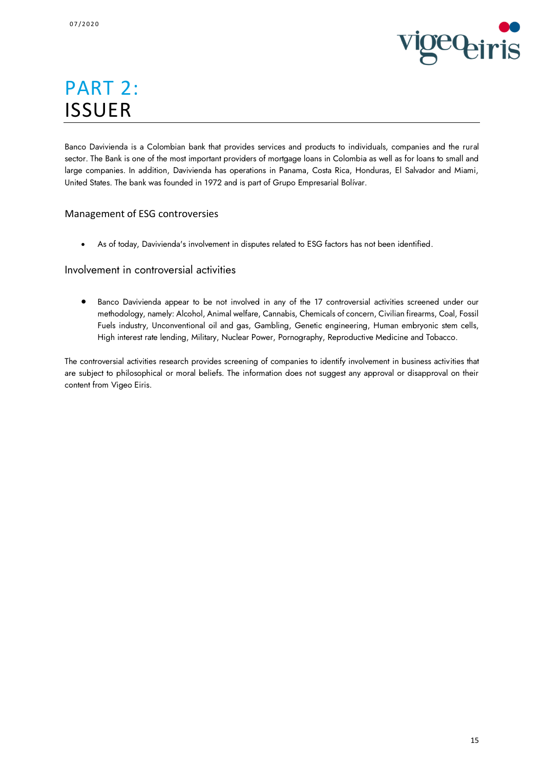# PART 2:
# ISSUER

Banco Davivienda is a Colombian bank that provides services and products to individuals, companies and the rural sector. The Bank is one of the most important providers of mortgage loans in Colombia as well as for loans to small and large companies. In addition, Davivienda has operations in Panama, Costa Rica, Honduras, El Salvador and Miami, United States. The bank was founded in 1972 and is part of Grupo Empresarial Bolívar.

## Management of ESG controversies

- As of today, Davivienda's involvement in disputes related to ESG factors has not been identified.

## Involvement in controversial activities

- Banco Davivienda appear to be not involved in any of the 17 controversial activities screened under our methodology, namely: Alcohol, Animal welfare, Cannabis, Chemicals of concern, Civilian firearms, Coal, Fossil Fuels industry, Unconventional oil and gas, Gambling, Genetic engineering, Human embryonic stem cells, High interest rate lending, Military, Nuclear Power, Pornography, Reproductive Medicine and Tobacco.

The controversial activities research provides screening of companies to identify involvement in business activities that are subject to philosophical or moral beliefs. The information does not suggest any approval or disapproval on their content from Vigeo Eiris.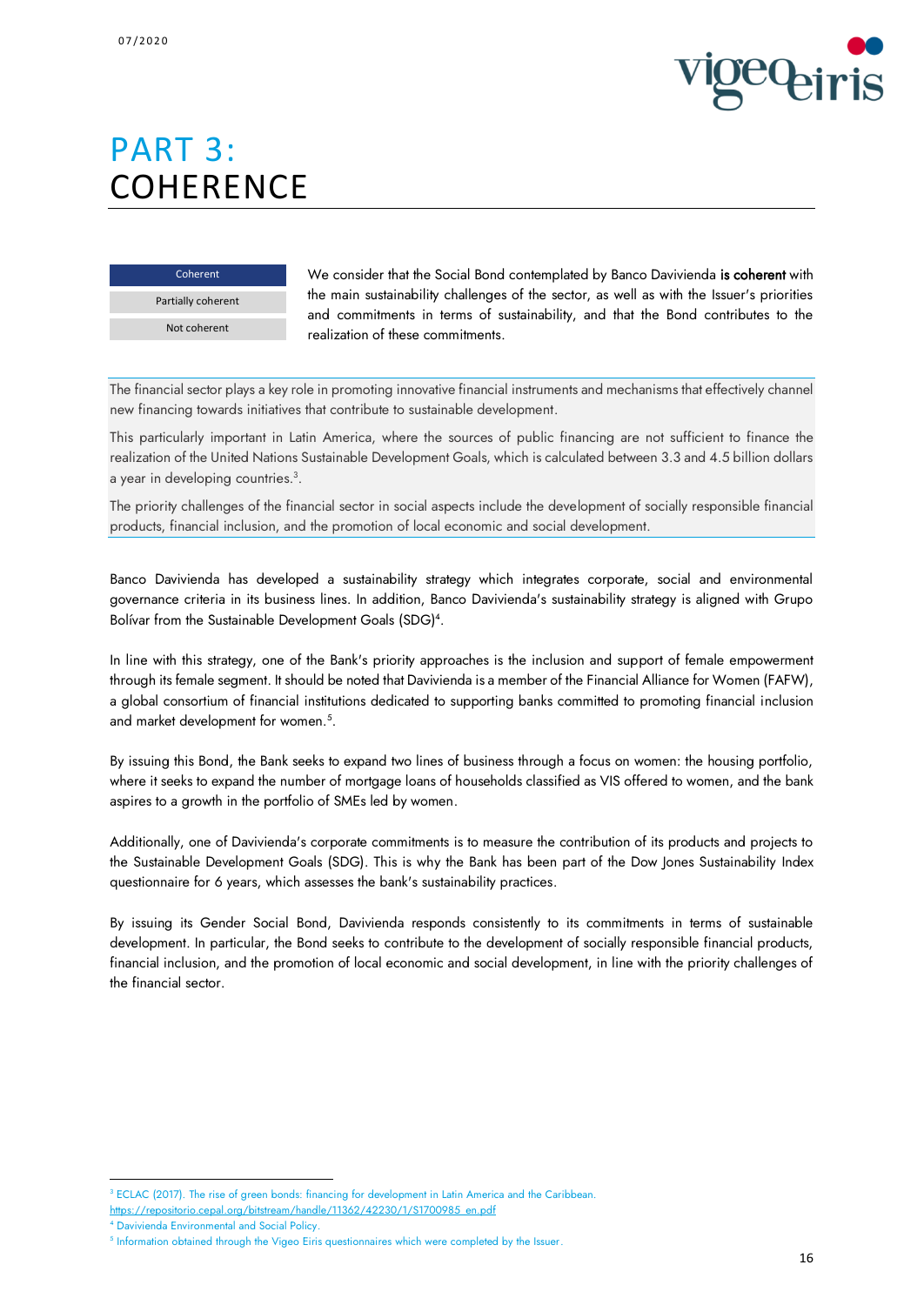# PART 3: COHERENCE

| Coherent |
|---|
| Partially coherent |
| Not coherent |

We consider that the Social Bond contemplated by Banco Davivienda **is coherent** with the main sustainability challenges of the sector, as well as with the Issuer's priorities and commitments in terms of sustainability, and that the Bond contributes to the realization of these commitments.

The financial sector plays a key role in promoting innovative financial instruments and mechanisms that effectively channel new financing towards initiatives that contribute to sustainable development.

This particularly important in Latin America, where the sources of public financing are not sufficient to finance the realization of the United Nations Sustainable Development Goals, which is calculated between 3.3 and 4.5 billion dollars a year in developing countries.[3].

The priority challenges of the financial sector in social aspects include the development of socially responsible financial products, financial inclusion, and the promotion of local economic and social development.

Banco Davivienda has developed a sustainability strategy which integrates corporate, social and environmental governance criteria in its business lines. In addition, Banco Davivienda's sustainability strategy is aligned with Grupo Bolívar from the Sustainable Development Goals (SDG)[4].

In line with this strategy, one of the Bank's priority approaches is the inclusion and support of female empowerment through its female segment. It should be noted that Davivienda is a member of the Financial Alliance for Women (FAFW), a global consortium of financial institutions dedicated to supporting banks committed to promoting financial inclusion and market development for women.[5].

By issuing this Bond, the Bank seeks to expand two lines of business through a focus on women: the housing portfolio, where it seeks to expand the number of mortgage loans of households classified as VIS offered to women, and the bank aspires to a growth in the portfolio of SMEs led by women.

Additionally, one of Davivienda's corporate commitments is to measure the contribution of its products and projects to the Sustainable Development Goals (SDG). This is why the Bank has been part of the Dow Jones Sustainability Index questionnaire for 6 years, which assesses the bank's sustainability practices.

By issuing its Gender Social Bond, Davivienda responds consistently to its commitments in terms of sustainable development. In particular, the Bond seeks to contribute to the development of socially responsible financial products, financial inclusion, and the promotion of local economic and social development, in line with the priority challenges of the financial sector.

---

[3] ECLAC (2017). The rise of green bonds: financing for development in Latin America and the Caribbean. https://repositorio.cepal.org/bitstream/handle/11362/42230/1/S1700985_en.pdf

[4] Davivienda Environmental and Social Policy.

[5] Information obtained through the Vigeo Eiris questionnaires which were completed by the Issuer.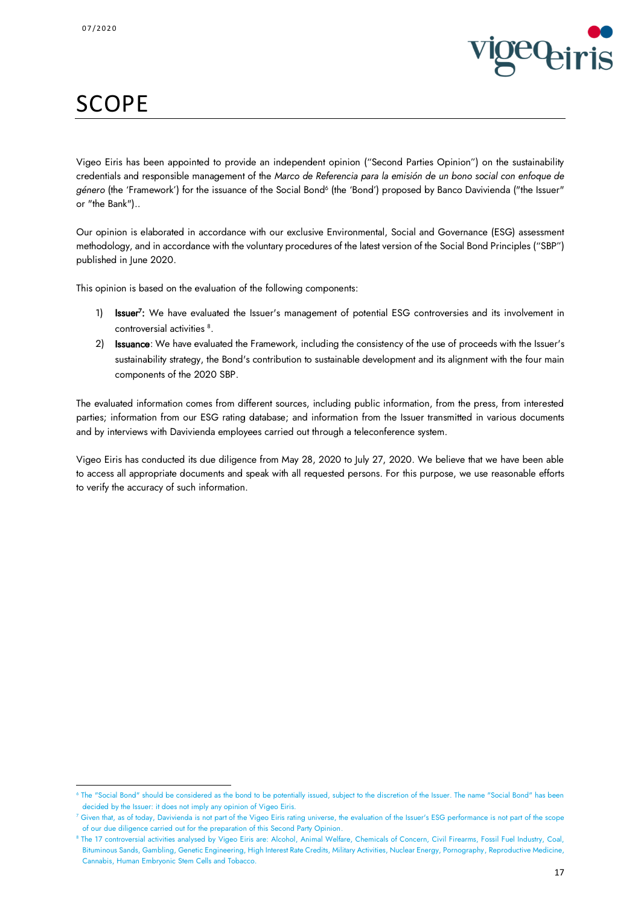# SCOPE

Vigeo Eiris has been appointed to provide an independent opinion ("Second Parties Opinion") on the sustainability credentials and responsible management of the *Marco de Referencia para la emisión de un bono social con enfoque de género* (the 'Framework') for the issuance of the Social Bond[6] (the 'Bond') proposed by Banco Davivienda ("the Issuer" or "the Bank")..

Our opinion is elaborated in accordance with our exclusive Environmental, Social and Governance (ESG) assessment methodology, and in accordance with the voluntary procedures of the latest version of the Social Bond Principles ("SBP") published in June 2020.

This opinion is based on the evaluation of the following components:

1) **Issuer**[7]**:** We have evaluated the Issuer's management of potential ESG controversies and its involvement in controversial activities [8].
2) **Issuance**: We have evaluated the Framework, including the consistency of the use of proceeds with the Issuer's sustainability strategy, the Bond's contribution to sustainable development and its alignment with the four main components of the 2020 SBP.

The evaluated information comes from different sources, including public information, from the press, from interested parties; information from our ESG rating database; and information from the Issuer transmitted in various documents and by interviews with Davivienda employees carried out through a teleconference system.

Vigeo Eiris has conducted its due diligence from May 28, 2020 to July 27, 2020. We believe that we have been able to access all appropriate documents and speak with all requested persons. For this purpose, we use reasonable efforts to verify the accuracy of such information.

---

[6] The "Social Bond" should be considered as the bond to be potentially issued, subject to the discretion of the Issuer. The name "Social Bond" has been decided by the Issuer: it does not imply any opinion of Vigeo Eiris.

[7] Given that, as of today, Davivienda is not part of the Vigeo Eiris rating universe, the evaluation of the Issuer's ESG performance is not part of the scope of our due diligence carried out for the preparation of this Second Party Opinion.

[8] The 17 controversial activities analysed by Vigeo Eiris are: Alcohol, Animal Welfare, Chemicals of Concern, Civil Firearms, Fossil Fuel Industry, Coal, Bituminous Sands, Gambling, Genetic Engineering, High Interest Rate Credits, Military Activities, Nuclear Energy, Pornography, Reproductive Medicine, Cannabis, Human Embryonic Stem Cells and Tobacco.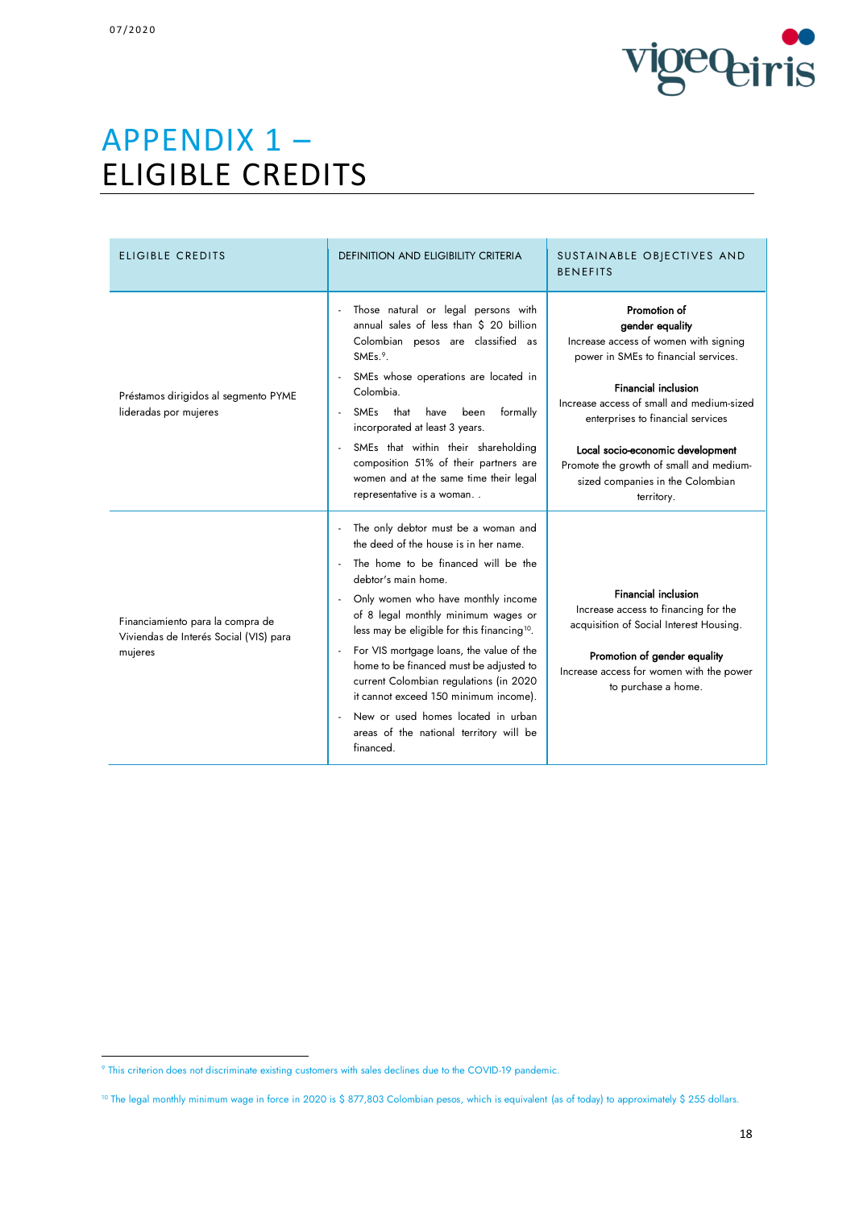# APPENDIX 1 – ELIGIBLE CREDITS

| ELIGIBLE CREDITS | DEFINITION AND ELIGIBILITY CRITERIA | SUSTAINABLE OBJECTIVES AND BENEFITS |
|---|---|---|
| Préstamos dirigidos al segmento PYME lideradas por mujeres | - Those natural or legal persons with annual sales of less than $ 20 billion Colombian pesos are classified as SMEs.[9].<br>- SMEs whose operations are located in Colombia.<br>- SMEs that have been formally incorporated at least 3 years.<br>- SMEs that within their shareholding composition 51% of their partners are women and at the same time their legal representative is a woman. . | **Promotion of gender equality**<br>Increase access of women with signing power in SMEs to financial services.<br><br>**Financial inclusion**<br>Increase access of small and medium-sized enterprises to financial services<br><br>**Local socio-economic development**<br>Promote the growth of small and medium-sized companies in the Colombian territory. |
| Financiamiento para la compra de Viviendas de Interés Social (VIS) para mujeres | - The only debtor must be a woman and the deed of the house is in her name.<br>- The home to be financed will be the debtor's main home.<br>- Only women who have monthly income of 8 legal monthly minimum wages or less may be eligible for this financing[10].<br>- For VIS mortgage loans, the value of the home to be financed must be adjusted to current Colombian regulations (in 2020 it cannot exceed 150 minimum income).<br>- New or used homes located in urban areas of the national territory will be financed. | **Financial inclusion**<br>Increase access to financing for the acquisition of Social Interest Housing.<br><br>**Promotion of gender equality**<br>Increase access for women with the power to purchase a home. |

[9] This criterion does not discriminate existing customers with sales declines due to the COVID-19 pandemic.

[10] The legal monthly minimum wage in force in 2020 is $ 877,803 Colombian pesos, which is equivalent (as of today) to approximately $ 255 dollars.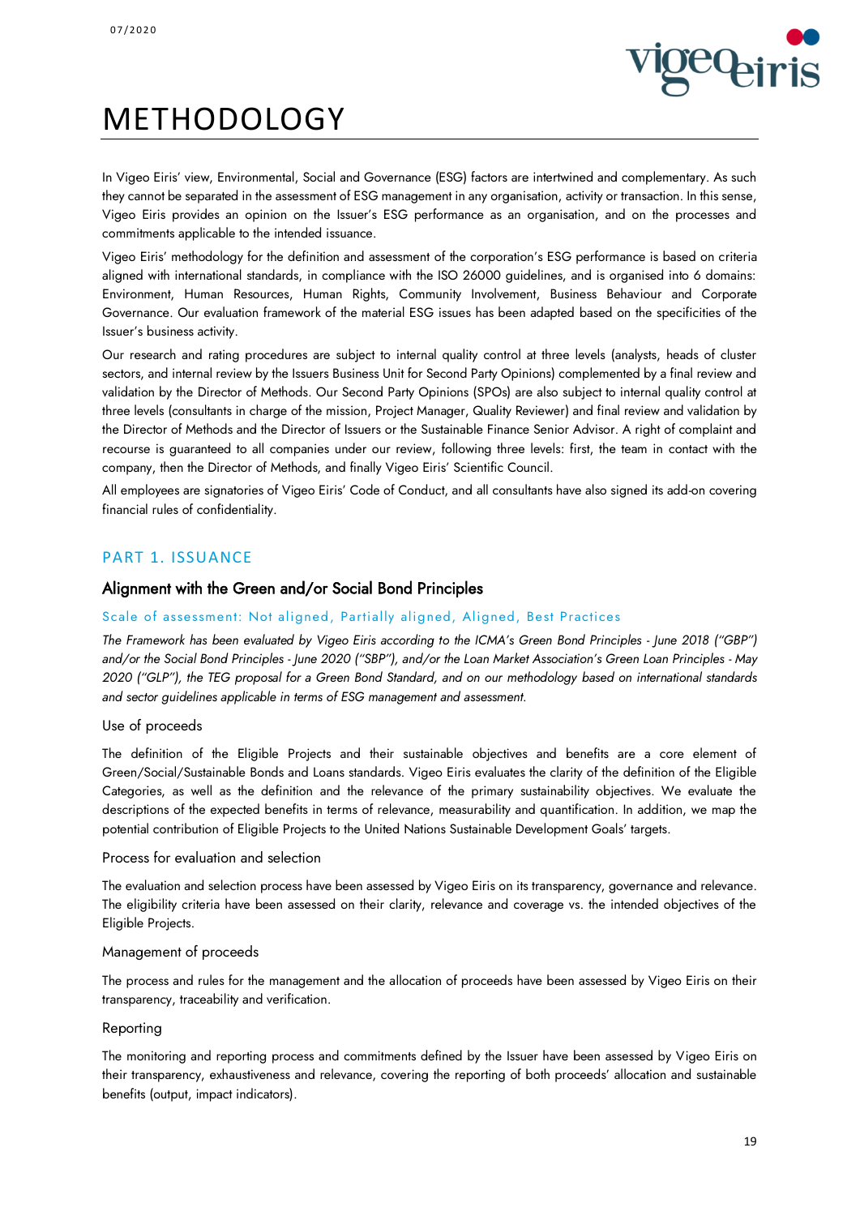# METHODOLOGY

In Vigeo Eiris' view, Environmental, Social and Governance (ESG) factors are intertwined and complementary. As such they cannot be separated in the assessment of ESG management in any organisation, activity or transaction. In this sense, Vigeo Eiris provides an opinion on the Issuer's ESG performance as an organisation, and on the processes and commitments applicable to the intended issuance.

Vigeo Eiris' methodology for the definition and assessment of the corporation's ESG performance is based on criteria aligned with international standards, in compliance with the ISO 26000 guidelines, and is organised into 6 domains: Environment, Human Resources, Human Rights, Community Involvement, Business Behaviour and Corporate Governance. Our evaluation framework of the material ESG issues has been adapted based on the specificities of the Issuer's business activity.

Our research and rating procedures are subject to internal quality control at three levels (analysts, heads of cluster sectors, and internal review by the Issuers Business Unit for Second Party Opinions) complemented by a final review and validation by the Director of Methods. Our Second Party Opinions (SPOs) are also subject to internal quality control at three levels (consultants in charge of the mission, Project Manager, Quality Reviewer) and final review and validation by the Director of Methods and the Director of Issuers or the Sustainable Finance Senior Advisor. A right of complaint and recourse is guaranteed to all companies under our review, following three levels: first, the team in contact with the company, then the Director of Methods, and finally Vigeo Eiris' Scientific Council.

All employees are signatories of Vigeo Eiris' Code of Conduct, and all consultants have also signed its add-on covering financial rules of confidentiality.

## PART 1. ISSUANCE

### Alignment with the Green and/or Social Bond Principles

#### Scale of assessment: Not aligned, Partially aligned, Aligned, Best Practices

*The Framework has been evaluated by Vigeo Eiris according to the ICMA's Green Bond Principles - June 2018 ("GBP") and/or the Social Bond Principles - June 2020 ("SBP"), and/or the Loan Market Association's Green Loan Principles - May 2020 ("GLP"), the TEG proposal for a Green Bond Standard, and on our methodology based on international standards and sector guidelines applicable in terms of ESG management and assessment.*

#### Use of proceeds

The definition of the Eligible Projects and their sustainable objectives and benefits are a core element of Green/Social/Sustainable Bonds and Loans standards. Vigeo Eiris evaluates the clarity of the definition of the Eligible Categories, as well as the definition and the relevance of the primary sustainability objectives. We evaluate the descriptions of the expected benefits in terms of relevance, measurability and quantification. In addition, we map the potential contribution of Eligible Projects to the United Nations Sustainable Development Goals' targets.

#### Process for evaluation and selection

The evaluation and selection process have been assessed by Vigeo Eiris on its transparency, governance and relevance. The eligibility criteria have been assessed on their clarity, relevance and coverage vs. the intended objectives of the Eligible Projects.

#### Management of proceeds

The process and rules for the management and the allocation of proceeds have been assessed by Vigeo Eiris on their transparency, traceability and verification.

#### Reporting

The monitoring and reporting process and commitments defined by the Issuer have been assessed by Vigeo Eiris on their transparency, exhaustiveness and relevance, covering the reporting of both proceeds' allocation and sustainable benefits (output, impact indicators).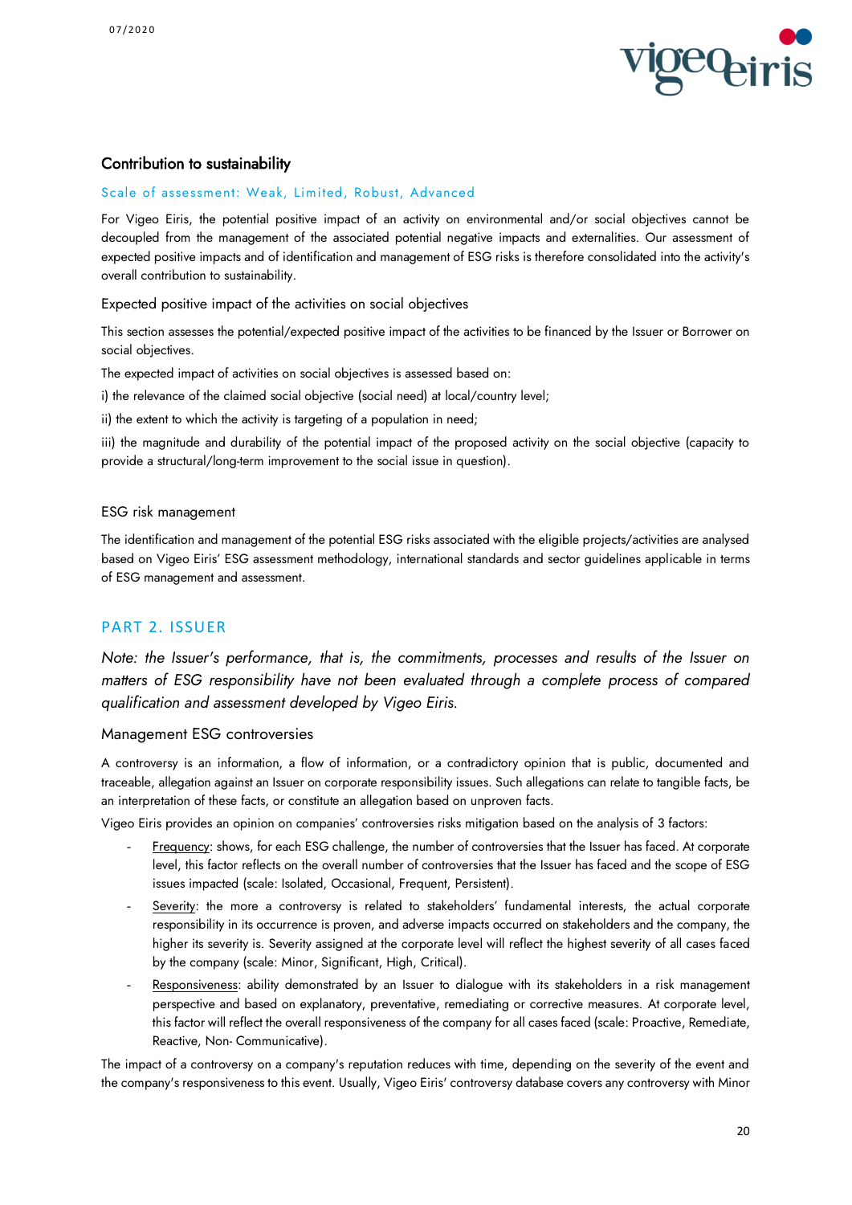### Contribution to sustainability

Scale of assessment: Weak, Limited, Robust, Advanced

For Vigeo Eiris, the potential positive impact of an activity on environmental and/or social objectives cannot be decoupled from the management of the associated potential negative impacts and externalities. Our assessment of expected positive impacts and of identification and management of ESG risks is therefore consolidated into the activity's overall contribution to sustainability.

#### Expected positive impact of the activities on social objectives

This section assesses the potential/expected positive impact of the activities to be financed by the Issuer or Borrower on social objectives.

The expected impact of activities on social objectives is assessed based on:

i) the relevance of the claimed social objective (social need) at local/country level;

ii) the extent to which the activity is targeting of a population in need;

iii) the magnitude and durability of the potential impact of the proposed activity on the social objective (capacity to provide a structural/long-term improvement to the social issue in question).

#### ESG risk management

The identification and management of the potential ESG risks associated with the eligible projects/activities are analysed based on Vigeo Eiris' ESG assessment methodology, international standards and sector guidelines applicable in terms of ESG management and assessment.

## PART 2. ISSUER

*Note: the Issuer's performance, that is, the commitments, processes and results of the Issuer on matters of ESG responsibility have not been evaluated through a complete process of compared qualification and assessment developed by Vigeo Eiris.*

#### Management ESG controversies

A controversy is an information, a flow of information, or a contradictory opinion that is public, documented and traceable, allegation against an Issuer on corporate responsibility issues. Such allegations can relate to tangible facts, be an interpretation of these facts, or constitute an allegation based on unproven facts.

Vigeo Eiris provides an opinion on companies' controversies risks mitigation based on the analysis of 3 factors:

- Frequency: shows, for each ESG challenge, the number of controversies that the Issuer has faced. At corporate level, this factor reflects on the overall number of controversies that the Issuer has faced and the scope of ESG issues impacted (scale: Isolated, Occasional, Frequent, Persistent).
- Severity: the more a controversy is related to stakeholders' fundamental interests, the actual corporate responsibility in its occurrence is proven, and adverse impacts occurred on stakeholders and the company, the higher its severity is. Severity assigned at the corporate level will reflect the highest severity of all cases faced by the company (scale: Minor, Significant, High, Critical).
- Responsiveness: ability demonstrated by an Issuer to dialogue with its stakeholders in a risk management perspective and based on explanatory, preventative, remediating or corrective measures. At corporate level, this factor will reflect the overall responsiveness of the company for all cases faced (scale: Proactive, Remediate, Reactive, Non- Communicative).

The impact of a controversy on a company's reputation reduces with time, depending on the severity of the event and the company's responsiveness to this event. Usually, Vigeo Eiris' controversy database covers any controversy with Minor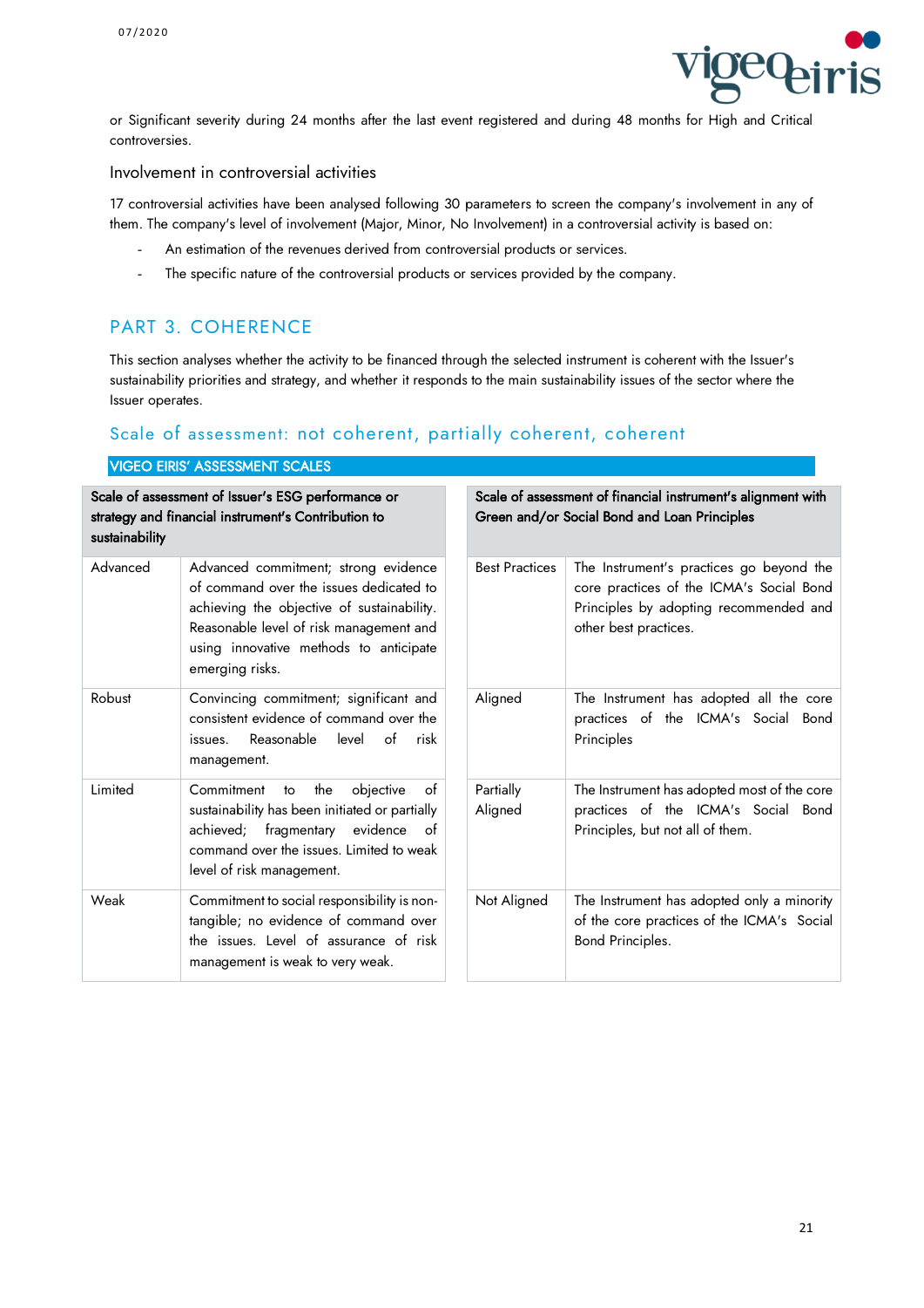or Significant severity during 24 months after the last event registered and during 48 months for High and Critical controversies.

### Involvement in controversial activities

17 controversial activities have been analysed following 30 parameters to screen the company's involvement in any of them. The company's level of involvement (Major, Minor, No Involvement) in a controversial activity is based on:

- An estimation of the revenues derived from controversial products or services.
- The specific nature of the controversial products or services provided by the company.

## PART 3. COHERENCE

This section analyses whether the activity to be financed through the selected instrument is coherent with the Issuer's sustainability priorities and strategy, and whether it responds to the main sustainability issues of the sector where the Issuer operates.

### Scale of assessment: not coherent, partially coherent, coherent

**VIGEO EIRIS' ASSESSMENT SCALES**

| Scale of assessment of Issuer's ESG performance or strategy and financial instrument's Contribution to sustainability | |
|---|---|
| Advanced | Advanced commitment; strong evidence of command over the issues dedicated to achieving the objective of sustainability. Reasonable level of risk management and using innovative methods to anticipate emerging risks. |
| Robust | Convincing commitment; significant and consistent evidence of command over the issues. Reasonable level of risk management. |
| Limited | Commitment to the objective of sustainability has been initiated or partially achieved; fragmentary evidence of command over the issues. Limited to weak level of risk management. |
| Weak | Commitment to social responsibility is non-tangible; no evidence of command over the issues. Level of assurance of risk management is weak to very weak. |

| Scale of assessment of financial instrument's alignment with Green and/or Social Bond and Loan Principles | |
|---|---|
| Best Practices | The Instrument's practices go beyond the core practices of the ICMA's Social Bond Principles by adopting recommended and other best practices. |
| Aligned | The Instrument has adopted all the core practices of the ICMA's Social Bond Principles |
| Partially Aligned | The Instrument has adopted most of the core practices of the ICMA's Social Bond Principles, but not all of them. |
| Not Aligned | The Instrument has adopted only a minority of the core practices of the ICMA's Social Bond Principles. |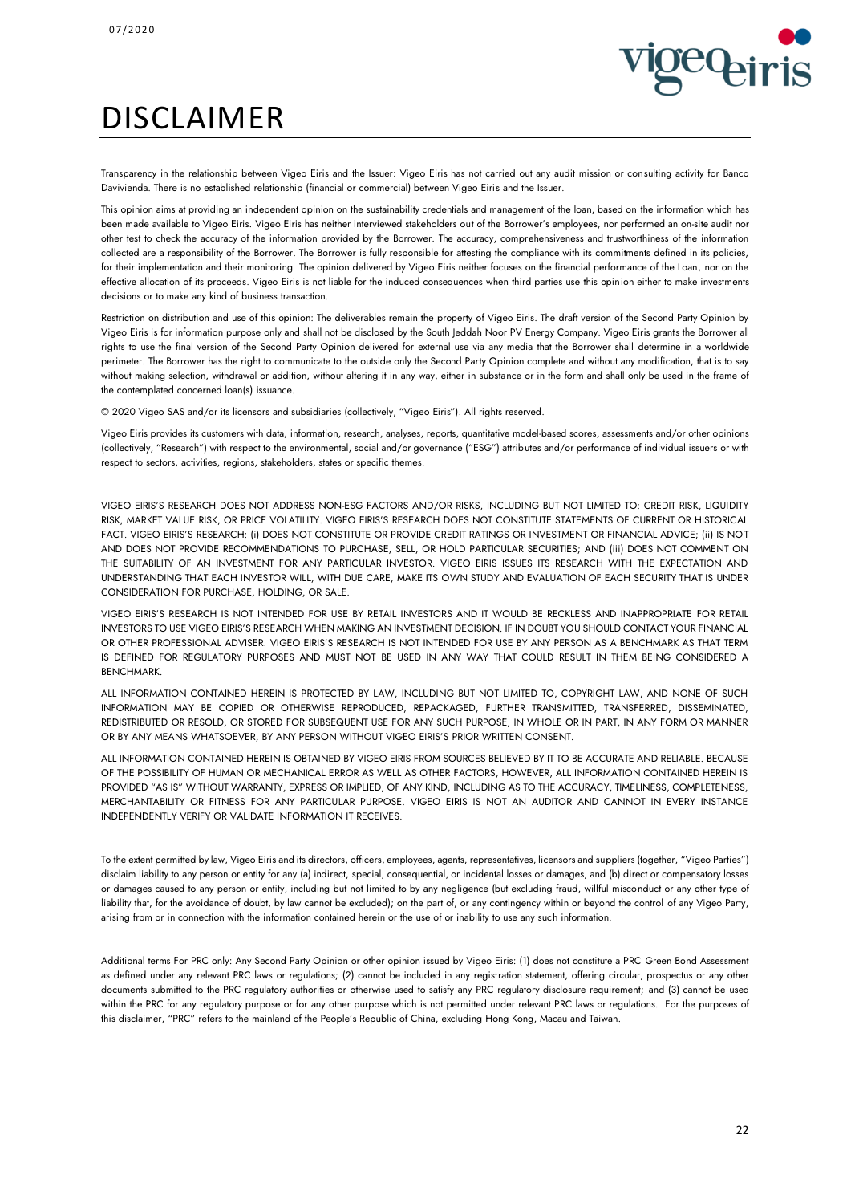# DISCLAIMER

Transparency in the relationship between Vigeo Eiris and the Issuer: Vigeo Eiris has not carried out any audit mission or consulting activity for Banco Davivienda. There is no established relationship (financial or commercial) between Vigeo Eiris and the Issuer.

This opinion aims at providing an independent opinion on the sustainability credentials and management of the loan, based on the information which has been made available to Vigeo Eiris. Vigeo Eiris has neither interviewed stakeholders out of the Borrower's employees, nor performed an on-site audit nor other test to check the accuracy of the information provided by the Borrower. The accuracy, comprehensiveness and trustworthiness of the information collected are a responsibility of the Borrower. The Borrower is fully responsible for attesting the compliance with its commitments defined in its policies, for their implementation and their monitoring. The opinion delivered by Vigeo Eiris neither focuses on the financial performance of the Loan, nor on the effective allocation of its proceeds. Vigeo Eiris is not liable for the induced consequences when third parties use this opinion either to make investments decisions or to make any kind of business transaction.

Restriction on distribution and use of this opinion: The deliverables remain the property of Vigeo Eiris. The draft version of the Second Party Opinion by Vigeo Eiris is for information purpose only and shall not be disclosed by the South Jeddah Noor PV Energy Company. Vigeo Eiris grants the Borrower all rights to use the final version of the Second Party Opinion delivered for external use via any media that the Borrower shall determine in a worldwide perimeter. The Borrower has the right to communicate to the outside only the Second Party Opinion complete and without any modification, that is to say without making selection, withdrawal or addition, without altering it in any way, either in substance or in the form and shall only be used in the frame of the contemplated concerned loan(s) issuance.

© 2020 Vigeo SAS and/or its licensors and subsidiaries (collectively, "Vigeo Eiris"). All rights reserved.

Vigeo Eiris provides its customers with data, information, research, analyses, reports, quantitative model-based scores, assessments and/or other opinions (collectively, "Research") with respect to the environmental, social and/or governance ("ESG") attributes and/or performance of individual issuers or with respect to sectors, activities, regions, stakeholders, states or specific themes.

VIGEO EIRIS'S RESEARCH DOES NOT ADDRESS NON-ESG FACTORS AND/OR RISKS, INCLUDING BUT NOT LIMITED TO: CREDIT RISK, LIQUIDITY RISK, MARKET VALUE RISK, OR PRICE VOLATILITY. VIGEO EIRIS'S RESEARCH DOES NOT CONSTITUTE STATEMENTS OF CURRENT OR HISTORICAL FACT. VIGEO EIRIS'S RESEARCH: (i) DOES NOT CONSTITUTE OR PROVIDE CREDIT RATINGS OR INVESTMENT OR FINANCIAL ADVICE; (ii) IS NOT AND DOES NOT PROVIDE RECOMMENDATIONS TO PURCHASE, SELL, OR HOLD PARTICULAR SECURITIES; AND (iii) DOES NOT COMMENT ON THE SUITABILITY OF AN INVESTMENT FOR ANY PARTICULAR INVESTOR. VIGEO EIRIS ISSUES ITS RESEARCH WITH THE EXPECTATION AND UNDERSTANDING THAT EACH INVESTOR WILL, WITH DUE CARE, MAKE ITS OWN STUDY AND EVALUATION OF EACH SECURITY THAT IS UNDER CONSIDERATION FOR PURCHASE, HOLDING, OR SALE.

VIGEO EIRIS'S RESEARCH IS NOT INTENDED FOR USE BY RETAIL INVESTORS AND IT WOULD BE RECKLESS AND INAPPROPRIATE FOR RETAIL INVESTORS TO USE VIGEO EIRIS'S RESEARCH WHEN MAKING AN INVESTMENT DECISION. IF IN DOUBT YOU SHOULD CONTACT YOUR FINANCIAL OR OTHER PROFESSIONAL ADVISER. VIGEO EIRIS'S RESEARCH IS NOT INTENDED FOR USE BY ANY PERSON AS A BENCHMARK AS THAT TERM IS DEFINED FOR REGULATORY PURPOSES AND MUST NOT BE USED IN ANY WAY THAT COULD RESULT IN THEM BEING CONSIDERED A BENCHMARK.

ALL INFORMATION CONTAINED HEREIN IS PROTECTED BY LAW, INCLUDING BUT NOT LIMITED TO, COPYRIGHT LAW, AND NONE OF SUCH INFORMATION MAY BE COPIED OR OTHERWISE REPRODUCED, REPACKAGED, FURTHER TRANSMITTED, TRANSFERRED, DISSEMINATED, REDISTRIBUTED OR RESOLD, OR STORED FOR SUBSEQUENT USE FOR ANY SUCH PURPOSE, IN WHOLE OR IN PART, IN ANY FORM OR MANNER OR BY ANY MEANS WHATSOEVER, BY ANY PERSON WITHOUT VIGEO EIRIS'S PRIOR WRITTEN CONSENT.

ALL INFORMATION CONTAINED HEREIN IS OBTAINED BY VIGEO EIRIS FROM SOURCES BELIEVED BY IT TO BE ACCURATE AND RELIABLE. BECAUSE OF THE POSSIBILITY OF HUMAN OR MECHANICAL ERROR AS WELL AS OTHER FACTORS, HOWEVER, ALL INFORMATION CONTAINED HEREIN IS PROVIDED "AS IS" WITHOUT WARRANTY, EXPRESS OR IMPLIED, OF ANY KIND, INCLUDING AS TO THE ACCURACY, TIMELINESS, COMPLETENESS, MERCHANTABILITY OR FITNESS FOR ANY PARTICULAR PURPOSE. VIGEO EIRIS IS NOT AN AUDITOR AND CANNOT IN EVERY INSTANCE INDEPENDENTLY VERIFY OR VALIDATE INFORMATION IT RECEIVES.

To the extent permitted by law, Vigeo Eiris and its directors, officers, employees, agents, representatives, licensors and suppliers (together, "Vigeo Parties") disclaim liability to any person or entity for any (a) indirect, special, consequential, or incidental losses or damages, and (b) direct or compensatory losses or damages caused to any person or entity, including but not limited to by any negligence (but excluding fraud, willful misconduct or any other type of liability that, for the avoidance of doubt, by law cannot be excluded); on the part of, or any contingency within or beyond the control of any Vigeo Party, arising from or in connection with the information contained herein or the use of or inability to use any such information.

Additional terms For PRC only: Any Second Party Opinion or other opinion issued by Vigeo Eiris: (1) does not constitute a PRC Green Bond Assessment as defined under any relevant PRC laws or regulations; (2) cannot be included in any registration statement, offering circular, prospectus or any other documents submitted to the PRC regulatory authorities or otherwise used to satisfy any PRC regulatory disclosure requirement; and (3) cannot be used within the PRC for any regulatory purpose or for any other purpose which is not permitted under relevant PRC laws or regulations. For the purposes of this disclaimer, "PRC" refers to the mainland of the People's Republic of China, excluding Hong Kong, Macau and Taiwan.